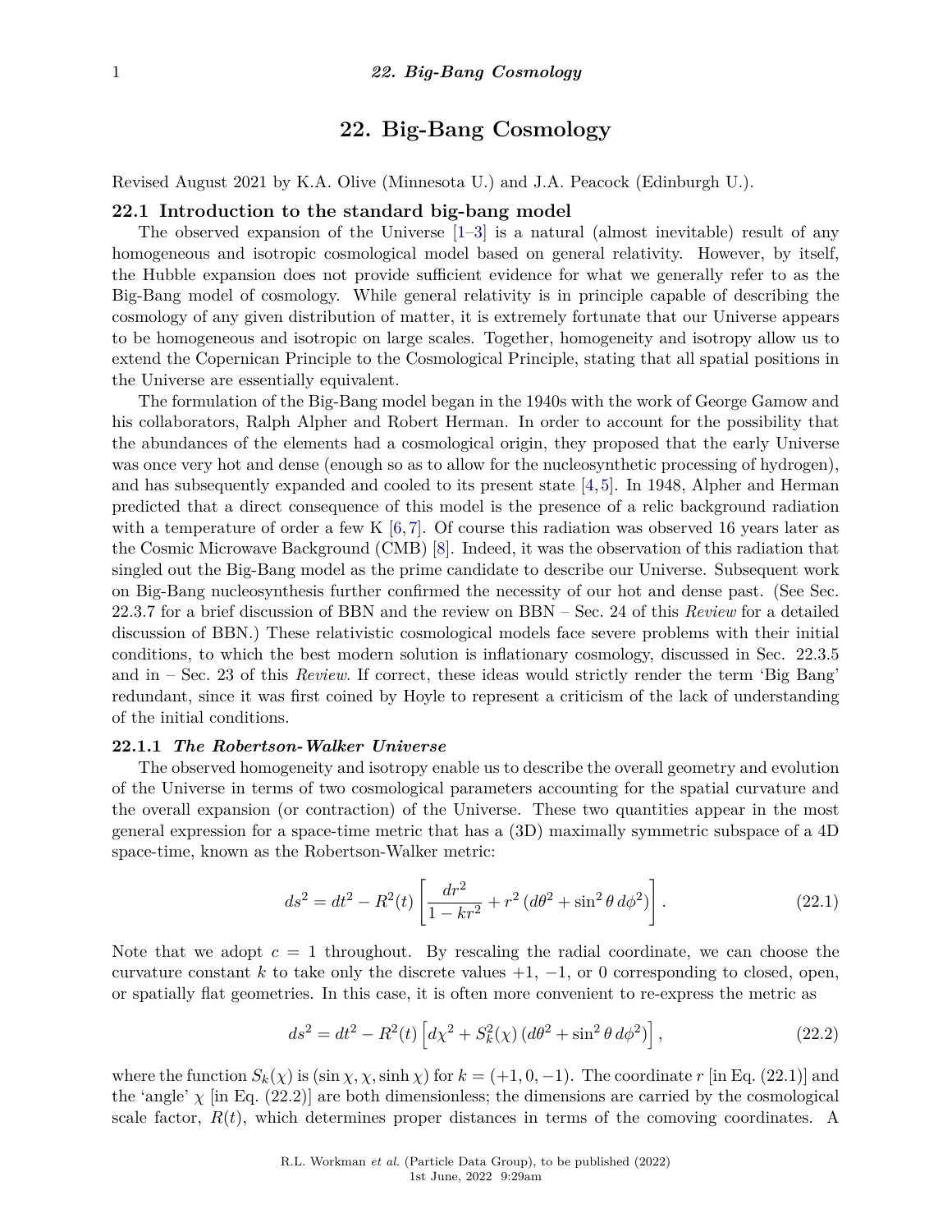# 22. Big-Bang Cosmology

Revised August 2021 by K.A. Olive (Minnesota U.) and J.A. Peacock (Edinburgh U.).

## 22.1 Introduction to the standard big-bang model

The observed expansion of the Universe [1–3] is a natural (almost inevitable) result of any homogeneous and isotropic cosmological model based on general relativity. However, by itself, the Hubble expansion does not provide sufficient evidence for what we generally refer to as the Big-Bang model of cosmology. While general relativity is in principle capable of describing the cosmology of any given distribution of matter, it is extremely fortunate that our Universe appears to be homogeneous and isotropic on large scales. Together, homogeneity and isotropy allow us to extend the Copernican Principle to the Cosmological Principle, stating that all spatial positions in the Universe are essentially equivalent.

The formulation of the Big-Bang model began in the 1940s with the work of George Gamow and his collaborators, Ralph Alpher and Robert Herman. In order to account for the possibility that the abundances of the elements had a cosmological origin, they proposed that the early Universe was once very hot and dense (enough so as to allow for the nucleosynthetic processing of hydrogen), and has subsequently expanded and cooled to its present state [4,5]. In 1948, Alpher and Herman predicted that a direct consequence of this model is the presence of a relic background radiation with a temperature of order a few K [6,7]. Of course this radiation was observed 16 years later as the Cosmic Microwave Background (CMB) [8]. Indeed, it was the observation of this radiation that singled out the Big-Bang model as the prime candidate to describe our Universe. Subsequent work on Big-Bang nucleosynthesis further confirmed the necessity of our hot and dense past. (See Sec. 22.3.7 for a brief discussion of BBN and the review on BBN – Sec. 24 of this *Review* for a detailed discussion of BBN.) These relativistic cosmological models face severe problems with their initial conditions, to which the best modern solution is inflationary cosmology, discussed in Sec. 22.3.5 and in – Sec. 23 of this *Review*. If correct, these ideas would strictly render the term 'Big Bang' redundant, since it was first coined by Hoyle to represent a criticism of the lack of understanding of the initial conditions.

### 22.1.1 *The Robertson-Walker Universe*

The observed homogeneity and isotropy enable us to describe the overall geometry and evolution of the Universe in terms of two cosmological parameters accounting for the spatial curvature and the overall expansion (or contraction) of the Universe. These two quantities appear in the most general expression for a space-time metric that has a (3D) maximally symmetric subspace of a 4D space-time, known as the Robertson-Walker metric:

$$ds^2 = dt^2 - R^2(t)\left[\frac{dr^2}{1-kr^2} + r^2\left(d\theta^2 + \sin^2\theta\, d\phi^2\right)\right]. \tag{22.1}$$

Note that we adopt $c = 1$ throughout. By rescaling the radial coordinate, we can choose the curvature constant $k$ to take only the discrete values $+1$, $-1$, or 0 corresponding to closed, open, or spatially flat geometries. In this case, it is often more convenient to re-express the metric as

$$ds^2 = dt^2 - R^2(t)\left[d\chi^2 + S_k^2(\chi)\left(d\theta^2 + \sin^2\theta\, d\phi^2\right)\right], \tag{22.2}$$

where the function $S_k(\chi)$ is $(\sin\chi, \chi, \sinh\chi)$ for $k = (+1, 0, -1)$. The coordinate $r$ [in Eq. (22.1)] and the 'angle' $\chi$ [in Eq. (22.2)] are both dimensionless; the dimensions are carried by the cosmological scale factor, $R(t)$, which determines proper distances in terms of the comoving coordinates. A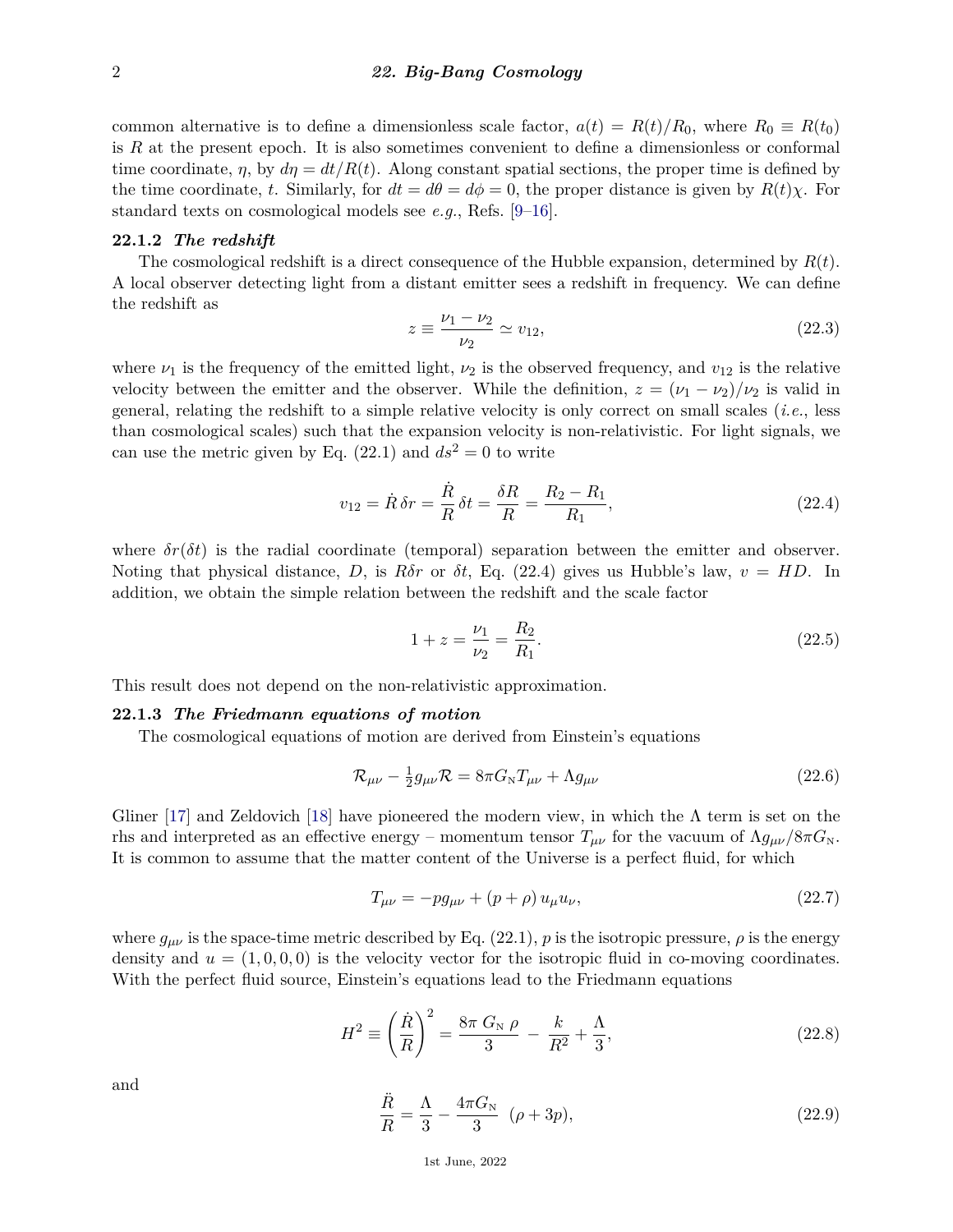common alternative is to define a dimensionless scale factor, $a(t) = R(t)/R_0$, where $R_0 \equiv R(t_0)$ is $R$ at the present epoch. It is also sometimes convenient to define a dimensionless or conformal time coordinate, $\eta$, by $d\eta = dt/R(t)$. Along constant spatial sections, the proper time is defined by the time coordinate, $t$. Similarly, for $dt = d\theta = d\phi = 0$, the proper distance is given by $R(t)\chi$. For standard texts on cosmological models see *e.g.*, Refs. [9–16].

### 22.1.2 *The redshift*

The cosmological redshift is a direct consequence of the Hubble expansion, determined by $R(t)$. A local observer detecting light from a distant emitter sees a redshift in frequency. We can define the redshift as

$$z \equiv \frac{\nu_1 - \nu_2}{\nu_2} \simeq v_{12}, \tag{22.3}$$

where $\nu_1$ is the frequency of the emitted light, $\nu_2$ is the observed frequency, and $v_{12}$ is the relative velocity between the emitter and the observer. While the definition, $z = (\nu_1 - \nu_2)/\nu_2$ is valid in general, relating the redshift to a simple relative velocity is only correct on small scales (*i.e.*, less than cosmological scales) such that the expansion velocity is non-relativistic. For light signals, we can use the metric given by Eq. (22.1) and $ds^2 = 0$ to write

$$v_{12} = \dot{R}\,\delta r = \frac{\dot{R}}{R}\,\delta t = \frac{\delta R}{R} = \frac{R_2 - R_1}{R_1}, \tag{22.4}$$

where $\delta r(\delta t)$ is the radial coordinate (temporal) separation between the emitter and observer. Noting that physical distance, $D$, is $R\delta r$ or $\delta t$, Eq. (22.4) gives us Hubble's law, $v = HD$. In addition, we obtain the simple relation between the redshift and the scale factor

$$1 + z = \frac{\nu_1}{\nu_2} = \frac{R_2}{R_1}. \tag{22.5}$$

This result does not depend on the non-relativistic approximation.

### 22.1.3 *The Friedmann equations of motion*

The cosmological equations of motion are derived from Einstein's equations

$$\mathcal{R}_{\mu\nu} - \tfrac{1}{2} g_{\mu\nu}\mathcal{R} = 8\pi G_{\rm N} T_{\mu\nu} + \Lambda g_{\mu\nu} \tag{22.6}$$

Gliner [17] and Zeldovich [18] have pioneered the modern view, in which the $\Lambda$ term is set on the rhs and interpreted as an effective energy – momentum tensor $T_{\mu\nu}$ for the vacuum of $\Lambda g_{\mu\nu}/8\pi G_{\rm N}$. It is common to assume that the matter content of the Universe is a perfect fluid, for which

$$T_{\mu\nu} = -p g_{\mu\nu} + (p + \rho)\, u_\mu u_\nu, \tag{22.7}$$

where $g_{\mu\nu}$ is the space-time metric described by Eq. (22.1), $p$ is the isotropic pressure, $\rho$ is the energy density and $u = (1, 0, 0, 0)$ is the velocity vector for the isotropic fluid in co-moving coordinates. With the perfect fluid source, Einstein's equations lead to the Friedmann equations

$$H^2 \equiv \left(\frac{\dot{R}}{R}\right)^2 = \frac{8\pi\, G_{\rm N}\, \rho}{3} - \frac{k}{R^2} + \frac{\Lambda}{3}, \tag{22.8}$$

and

$$\frac{\ddot{R}}{R} = \frac{\Lambda}{3} - \frac{4\pi G_{\rm N}}{3}\;(\rho + 3p), \tag{22.9}$$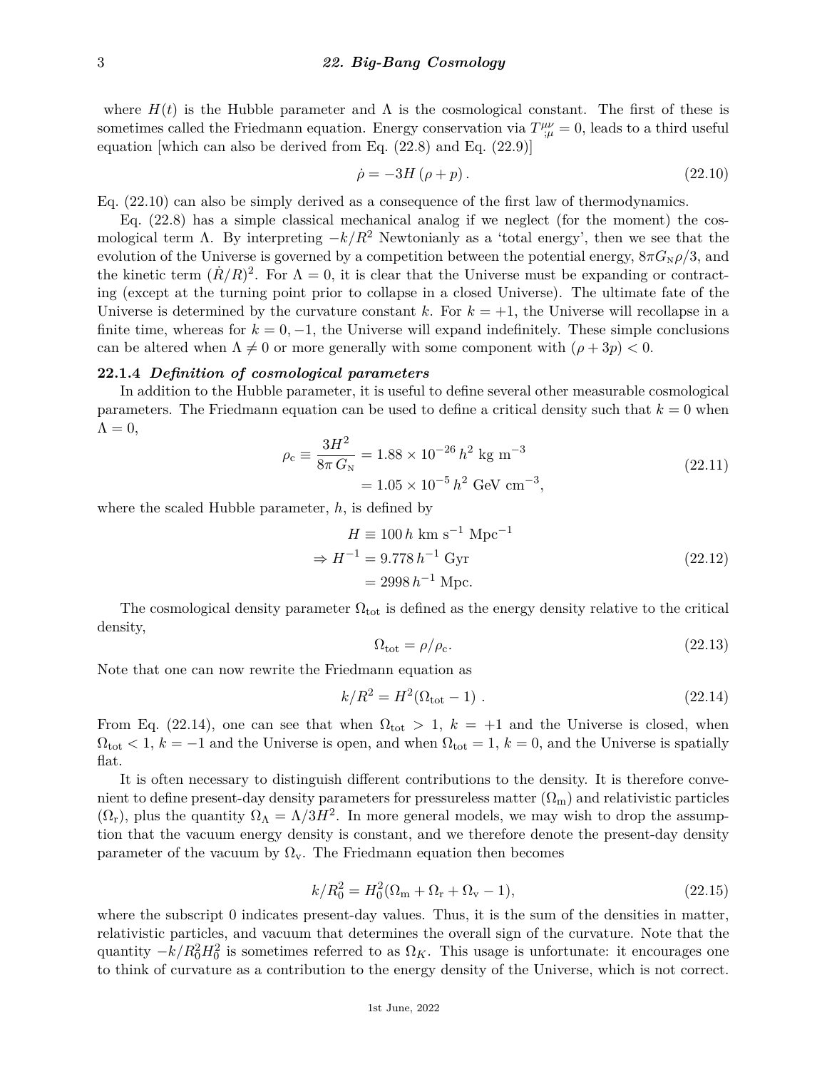where $H(t)$ is the Hubble parameter and $\Lambda$ is the cosmological constant. The first of these is sometimes called the Friedmann equation. Energy conservation via $T^{\mu\nu}_{;\mu} = 0$, leads to a third useful equation [which can also be derived from Eq. (22.8) and Eq. (22.9)]

$$\dot{\rho} = -3H\,(\rho + p)\,. \tag{22.10}$$

Eq. (22.10) can also be simply derived as a consequence of the first law of thermodynamics.

Eq. (22.8) has a simple classical mechanical analog if we neglect (for the moment) the cosmological term $\Lambda$. By interpreting $-k/R^2$ Newtonianly as a 'total energy', then we see that the evolution of the Universe is governed by a competition between the potential energy, $8\pi G_N \rho/3$, and the kinetic term $(\dot{R}/R)^2$. For $\Lambda = 0$, it is clear that the Universe must be expanding or contracting (except at the turning point prior to collapse in a closed Universe). The ultimate fate of the Universe is determined by the curvature constant $k$. For $k = +1$, the Universe will recollapse in a finite time, whereas for $k = 0, -1$, the Universe will expand indefinitely. These simple conclusions can be altered when $\Lambda \neq 0$ or more generally with some component with $(\rho + 3p) < 0$.

### 22.1.4 *Definition of cosmological parameters*

In addition to the Hubble parameter, it is useful to define several other measurable cosmological parameters. The Friedmann equation can be used to define a critical density such that $k = 0$ when $\Lambda = 0$,

$$\begin{aligned}\rho_c \equiv \frac{3H^2}{8\pi\, G_N} &= 1.88 \times 10^{-26}\, h^2 \text{ kg m}^{-3} \\ &= 1.05 \times 10^{-5}\, h^2 \text{ GeV cm}^{-3},\end{aligned} \tag{22.11}$$

where the scaled Hubble parameter, $h$, is defined by

$$\begin{aligned} H &\equiv 100\, h \text{ km s}^{-1} \text{ Mpc}^{-1} \\ \Rightarrow H^{-1} &= 9.778\, h^{-1} \text{ Gyr} \\ &= 2998\, h^{-1} \text{ Mpc}. \end{aligned} \tag{22.12}$$

The cosmological density parameter $\Omega_{\text{tot}}$ is defined as the energy density relative to the critical density,

$$\Omega_{\text{tot}} = \rho/\rho_c. \tag{22.13}$$

Note that one can now rewrite the Friedmann equation as

$$k/R^2 = H^2(\Omega_{\text{tot}} - 1)\,. \tag{22.14}$$

From Eq. (22.14), one can see that when $\Omega_{\text{tot}} > 1$, $k = +1$ and the Universe is closed, when $\Omega_{\text{tot}} < 1$, $k = -1$ and the Universe is open, and when $\Omega_{\text{tot}} = 1$, $k = 0$, and the Universe is spatially flat.

It is often necessary to distinguish different contributions to the density. It is therefore convenient to define present-day density parameters for pressureless matter ($\Omega_m$) and relativistic particles ($\Omega_r$), plus the quantity $\Omega_\Lambda = \Lambda/3H^2$. In more general models, we may wish to drop the assumption that the vacuum energy density is constant, and we therefore denote the present-day density parameter of the vacuum by $\Omega_v$. The Friedmann equation then becomes

$$k/R_0^2 = H_0^2(\Omega_m + \Omega_r + \Omega_v - 1), \tag{22.15}$$

where the subscript 0 indicates present-day values. Thus, it is the sum of the densities in matter, relativistic particles, and vacuum that determines the overall sign of the curvature. Note that the quantity $-k/R_0^2 H_0^2$ is sometimes referred to as $\Omega_K$. This usage is unfortunate: it encourages one to think of curvature as a contribution to the energy density of the Universe, which is not correct.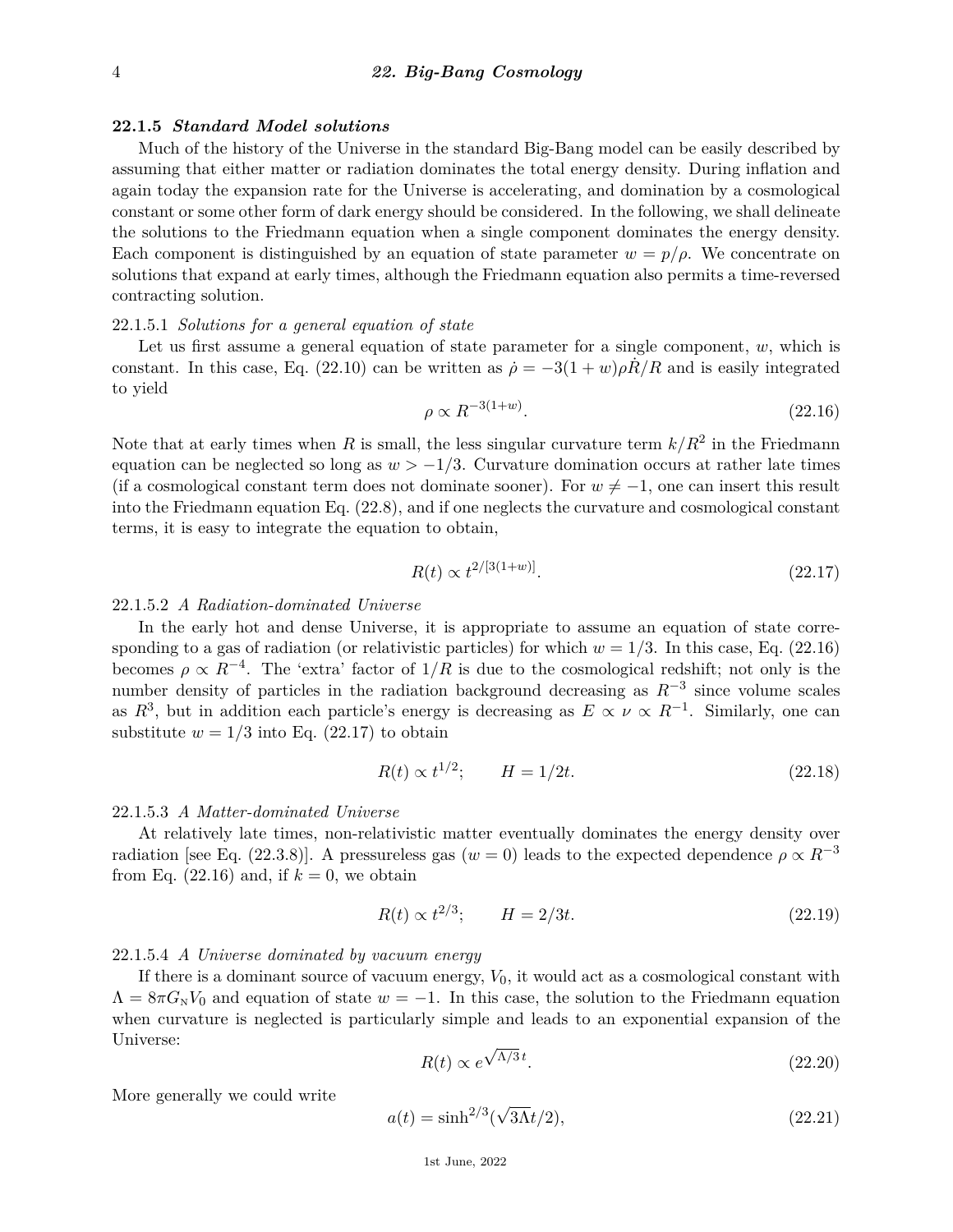### 22.1.5 *Standard Model solutions*

Much of the history of the Universe in the standard Big-Bang model can be easily described by assuming that either matter or radiation dominates the total energy density. During inflation and again today the expansion rate for the Universe is accelerating, and domination by a cosmological constant or some other form of dark energy should be considered. In the following, we shall delineate the solutions to the Friedmann equation when a single component dominates the energy density. Each component is distinguished by an equation of state parameter $w = p/\rho$. We concentrate on solutions that expand at early times, although the Friedmann equation also permits a time-reversed contracting solution.

22.1.5.1 *Solutions for a general equation of state*

Let us first assume a general equation of state parameter for a single component, $w$, which is constant. In this case, Eq. (22.10) can be written as $\dot{\rho} = -3(1+w)\rho\dot{R}/R$ and is easily integrated to yield

$$\rho \propto R^{-3(1+w)}. \tag{22.16}$$

Note that at early times when $R$ is small, the less singular curvature term $k/R^2$ in the Friedmann equation can be neglected so long as $w > -1/3$. Curvature domination occurs at rather late times (if a cosmological constant term does not dominate sooner). For $w \neq -1$, one can insert this result into the Friedmann equation Eq. (22.8), and if one neglects the curvature and cosmological constant terms, it is easy to integrate the equation to obtain,

$$R(t) \propto t^{2/[3(1+w)]}. \tag{22.17}$$

22.1.5.2 *A Radiation-dominated Universe*

In the early hot and dense Universe, it is appropriate to assume an equation of state corresponding to a gas of radiation (or relativistic particles) for which $w = 1/3$. In this case, Eq. (22.16) becomes $\rho \propto R^{-4}$. The 'extra' factor of $1/R$ is due to the cosmological redshift; not only is the number density of particles in the radiation background decreasing as $R^{-3}$ since volume scales as $R^3$, but in addition each particle's energy is decreasing as $E \propto \nu \propto R^{-1}$. Similarly, one can substitute $w = 1/3$ into Eq. (22.17) to obtain

$$R(t) \propto t^{1/2}; \qquad H = 1/2t. \tag{22.18}$$

22.1.5.3 *A Matter-dominated Universe*

At relatively late times, non-relativistic matter eventually dominates the energy density over radiation [see Eq. (22.3.8)]. A pressureless gas ($w = 0$) leads to the expected dependence $\rho \propto R^{-3}$ from Eq. (22.16) and, if $k = 0$, we obtain

$$R(t) \propto t^{2/3}; \qquad H = 2/3t. \tag{22.19}$$

22.1.5.4 *A Universe dominated by vacuum energy*

If there is a dominant source of vacuum energy, $V_0$, it would act as a cosmological constant with $\Lambda = 8\pi G_N V_0$ and equation of state $w = -1$. In this case, the solution to the Friedmann equation when curvature is neglected is particularly simple and leads to an exponential expansion of the Universe:

$$R(t) \propto e^{\sqrt{\Lambda/3}\,t}. \tag{22.20}$$

More generally we could write

$$a(t) = \sinh^{2/3}(\sqrt{3\Lambda}t/2), \tag{22.21}$$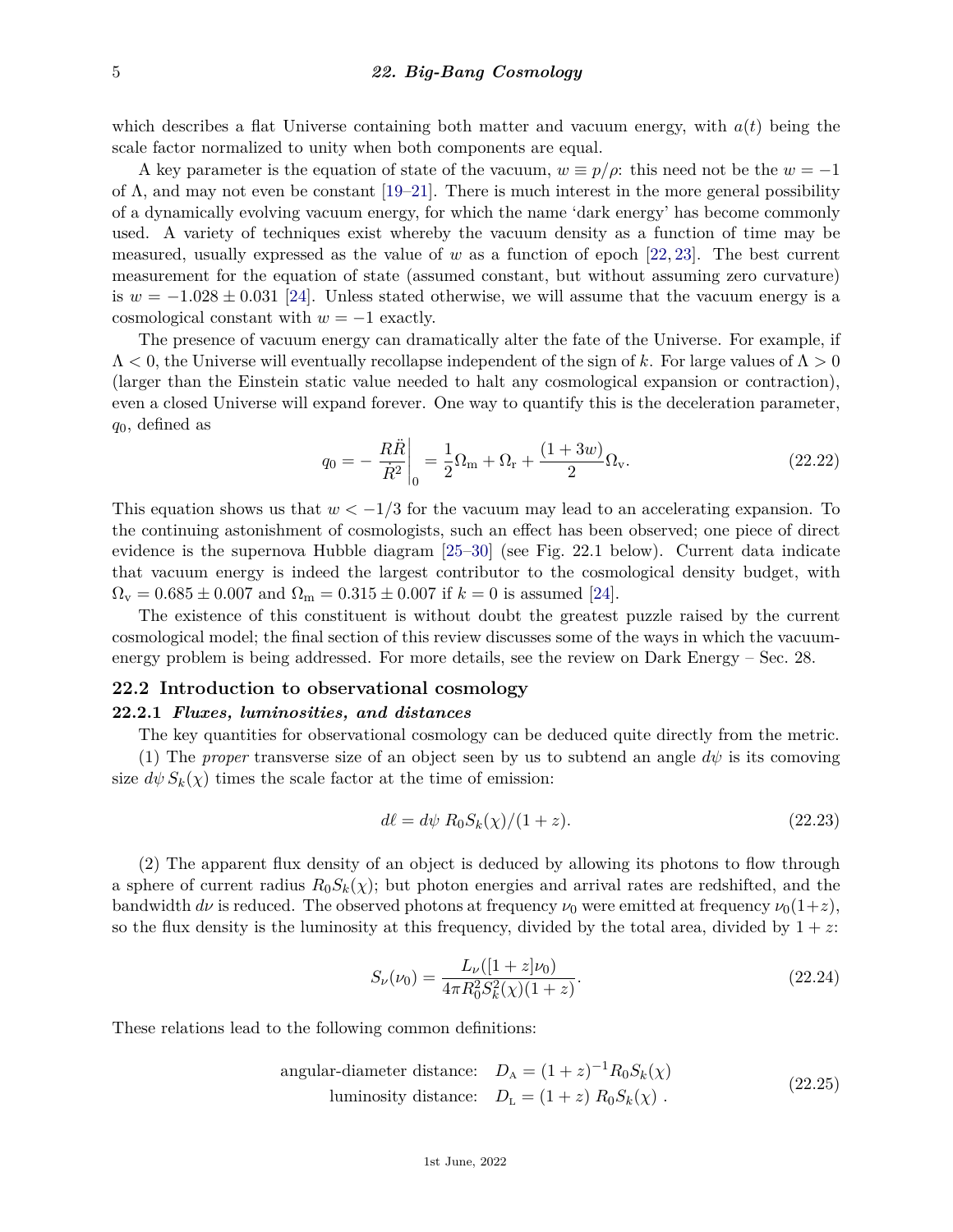which describes a flat Universe containing both matter and vacuum energy, with $a(t)$ being the scale factor normalized to unity when both components are equal.

A key parameter is the equation of state of the vacuum, $w \equiv p/\rho$: this need not be the $w = -1$ of $\Lambda$, and may not even be constant [19–21]. There is much interest in the more general possibility of a dynamically evolving vacuum energy, for which the name 'dark energy' has become commonly used. A variety of techniques exist whereby the vacuum density as a function of time may be measured, usually expressed as the value of $w$ as a function of epoch [22, 23]. The best current measurement for the equation of state (assumed constant, but without assuming zero curvature) is $w = -1.028 \pm 0.031$ [24]. Unless stated otherwise, we will assume that the vacuum energy is a cosmological constant with $w = -1$ exactly.

The presence of vacuum energy can dramatically alter the fate of the Universe. For example, if $\Lambda < 0$, the Universe will eventually recollapse independent of the sign of $k$. For large values of $\Lambda > 0$ (larger than the Einstein static value needed to halt any cosmological expansion or contraction), even a closed Universe will expand forever. One way to quantify this is the deceleration parameter, $q_0$, defined as

$$q_0 = -\left.\frac{R\ddot{R}}{\dot{R}^2}\right|_0 = \frac{1}{2}\Omega_{\rm m} + \Omega_{\rm r} + \frac{(1+3w)}{2}\Omega_{\rm v}. \tag{22.22}$$

This equation shows us that $w < -1/3$ for the vacuum may lead to an accelerating expansion. To the continuing astonishment of cosmologists, such an effect has been observed; one piece of direct evidence is the supernova Hubble diagram [25–30] (see Fig. 22.1 below). Current data indicate that vacuum energy is indeed the largest contributor to the cosmological density budget, with $\Omega_{\rm v} = 0.685 \pm 0.007$ and $\Omega_{\rm m} = 0.315 \pm 0.007$ if $k = 0$ is assumed [24].

The existence of this constituent is without doubt the greatest puzzle raised by the current cosmological model; the final section of this review discusses some of the ways in which the vacuum-energy problem is being addressed. For more details, see the review on Dark Energy – Sec. 28.

## 22.2 Introduction to observational cosmology

### 22.2.1 *Fluxes, luminosities, and distances*

The key quantities for observational cosmology can be deduced quite directly from the metric.

(1) The *proper* transverse size of an object seen by us to subtend an angle $d\psi$ is its comoving size $d\psi\, S_k(\chi)$ times the scale factor at the time of emission:

$$d\ell = d\psi\ R_0 S_k(\chi)/(1+z). \tag{22.23}$$

(2) The apparent flux density of an object is deduced by allowing its photons to flow through a sphere of current radius $R_0 S_k(\chi)$; but photon energies and arrival rates are redshifted, and the bandwidth $d\nu$ is reduced. The observed photons at frequency $\nu_0$ were emitted at frequency $\nu_0(1+z)$, so the flux density is the luminosity at this frequency, divided by the total area, divided by $1+z$:

$$S_\nu(\nu_0) = \frac{L_\nu([1+z]\nu_0)}{4\pi R_0^2 S_k^2(\chi)(1+z)}. \tag{22.24}$$

These relations lead to the following common definitions:

$$\begin{aligned} \text{angular-diameter distance:} \quad & D_{\rm A} = (1+z)^{-1} R_0 S_k(\chi) \\ \text{luminosity distance:} \quad & D_{\rm L} = (1+z)\ R_0 S_k(\chi)\ . \end{aligned} \tag{22.25}$$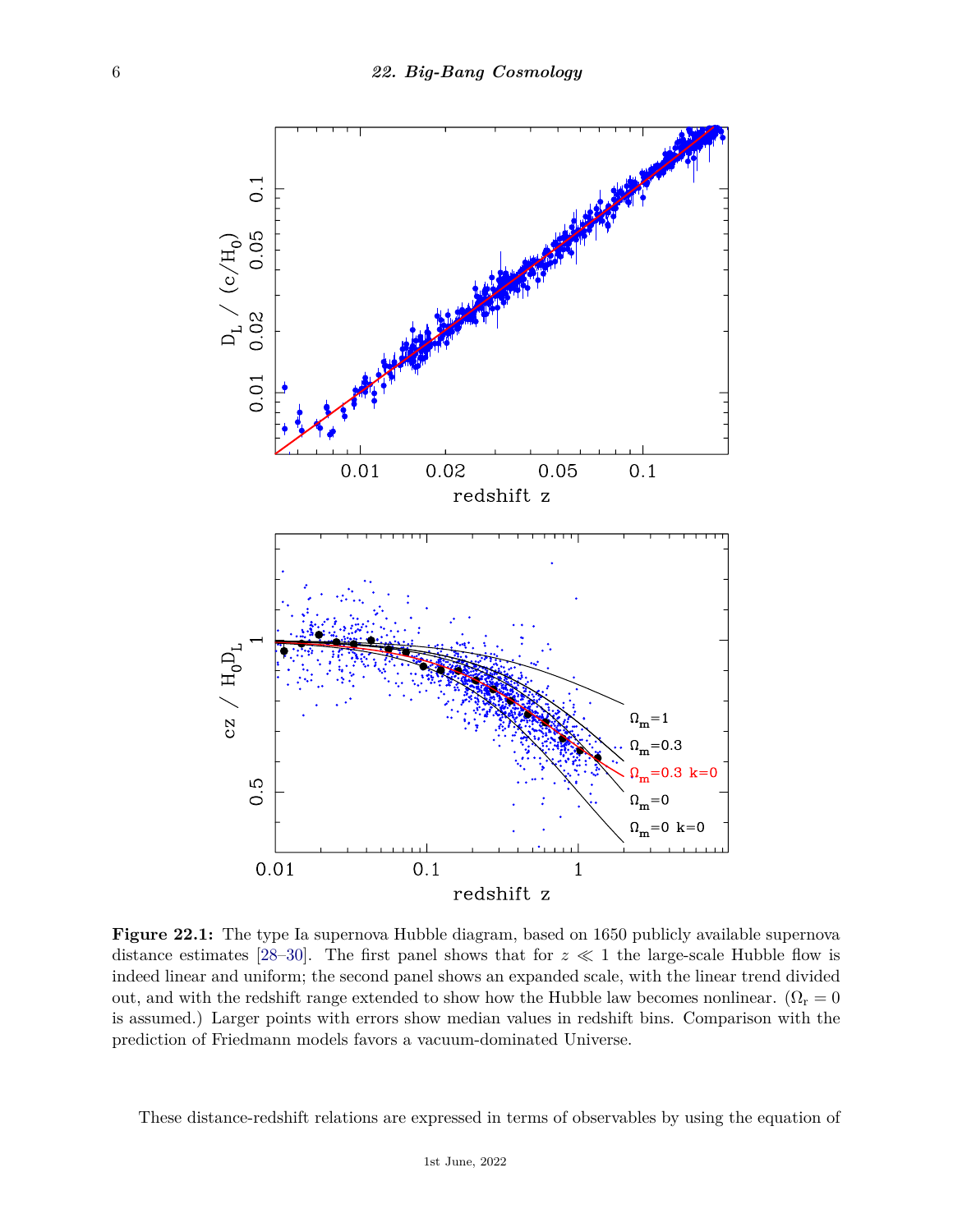**Figure 22.1:** The type Ia supernova Hubble diagram, based on 1650 publicly available supernova distance estimates [28–30]. The first panel shows that for $z \ll 1$ the large-scale Hubble flow is indeed linear and uniform; the second panel shows an expanded scale, with the linear trend divided out, and with the redshift range extended to show how the Hubble law becomes nonlinear. ($\Omega_r = 0$ is assumed.) Larger points with errors show median values in redshift bins. Comparison with the prediction of Friedmann models favors a vacuum-dominated Universe.

These distance-redshift relations are expressed in terms of observables by using the equation of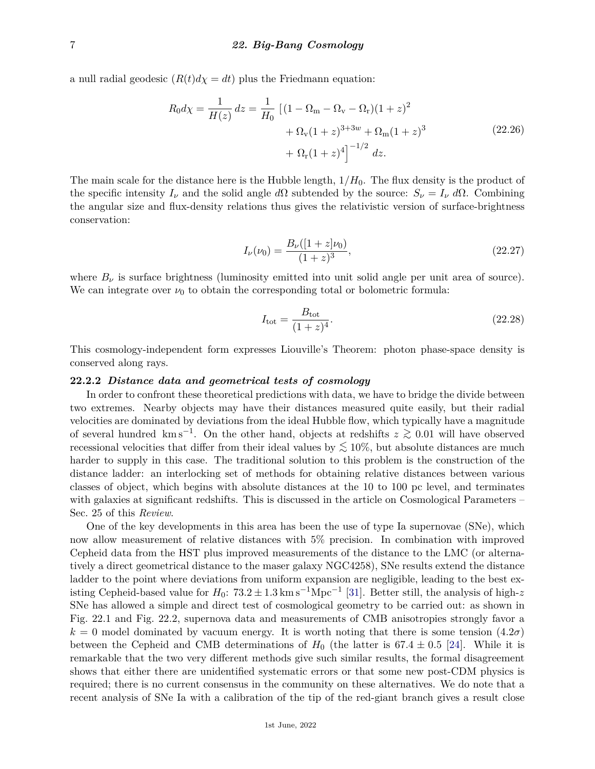a null radial geodesic ($R(t)d\chi = dt$) plus the Friedmann equation:

$$
\begin{aligned}
R_0 d\chi = \frac{1}{H(z)}\, dz = \frac{1}{H_0} \, \big[ &(1 - \Omega_\mathrm{m} - \Omega_\mathrm{v} - \Omega_\mathrm{r})(1+z)^2 \\
&+ \Omega_\mathrm{v}(1+z)^{3+3w} + \Omega_\mathrm{m}(1+z)^3 \\
&+ \Omega_\mathrm{r}(1+z)^4 \big]^{-1/2} \, dz.
\end{aligned}
\tag{22.26}
$$

The main scale for the distance here is the Hubble length, $1/H_0$. The flux density is the product of the specific intensity $I_\nu$ and the solid angle $d\Omega$ subtended by the source: $S_\nu = I_\nu \, d\Omega$. Combining the angular size and flux-density relations thus gives the relativistic version of surface-brightness conservation:

$$
I_\nu(\nu_0) = \frac{B_\nu([1+z]\nu_0)}{(1+z)^3}, \tag{22.27}
$$

where $B_\nu$ is surface brightness (luminosity emitted into unit solid angle per unit area of source). We can integrate over $\nu_0$ to obtain the corresponding total or bolometric formula:

$$
I_\mathrm{tot} = \frac{B_\mathrm{tot}}{(1+z)^4}. \tag{22.28}
$$

This cosmology-independent form expresses Liouville's Theorem: photon phase-space density is conserved along rays.

### 22.2.2 *Distance data and geometrical tests of cosmology*

In order to confront these theoretical predictions with data, we have to bridge the divide between two extremes. Nearby objects may have their distances measured quite easily, but their radial velocities are dominated by deviations from the ideal Hubble flow, which typically have a magnitude of several hundred $\mathrm{km\,s^{-1}}$. On the other hand, objects at redshifts $z \gtrsim 0.01$ will have observed recessional velocities that differ from their ideal values by $\lesssim 10\%$, but absolute distances are much harder to supply in this case. The traditional solution to this problem is the construction of the distance ladder: an interlocking set of methods for obtaining relative distances between various classes of object, which begins with absolute distances at the 10 to 100 pc level, and terminates with galaxies at significant redshifts. This is discussed in the article on Cosmological Parameters – Sec. 25 of this *Review*.

One of the key developments in this area has been the use of type Ia supernovae (SNe), which now allow measurement of relative distances with 5% precision. In combination with improved Cepheid data from the HST plus improved measurements of the distance to the LMC (or alternatively a direct geometrical distance to the maser galaxy NGC4258), SNe results extend the distance ladder to the point where deviations from uniform expansion are negligible, leading to the best existing Cepheid-based value for $H_0$: $73.2 \pm 1.3\,\mathrm{km\,s^{-1}Mpc^{-1}}$ [31]. Better still, the analysis of high-$z$ SNe has allowed a simple and direct test of cosmological geometry to be carried out: as shown in Fig. 22.1 and Fig. 22.2, supernova data and measurements of CMB anisotropies strongly favor a $k = 0$ model dominated by vacuum energy. It is worth noting that there is some tension ($4.2\sigma$) between the Cepheid and CMB determinations of $H_0$ (the latter is $67.4 \pm 0.5$ [24]. While it is remarkable that the two very different methods give such similar results, the formal disagreement shows that either there are unidentified systematic errors or that some new post-CDM physics is required; there is no current consensus in the community on these alternatives. We do note that a recent analysis of SNe Ia with a calibration of the tip of the red-giant branch gives a result close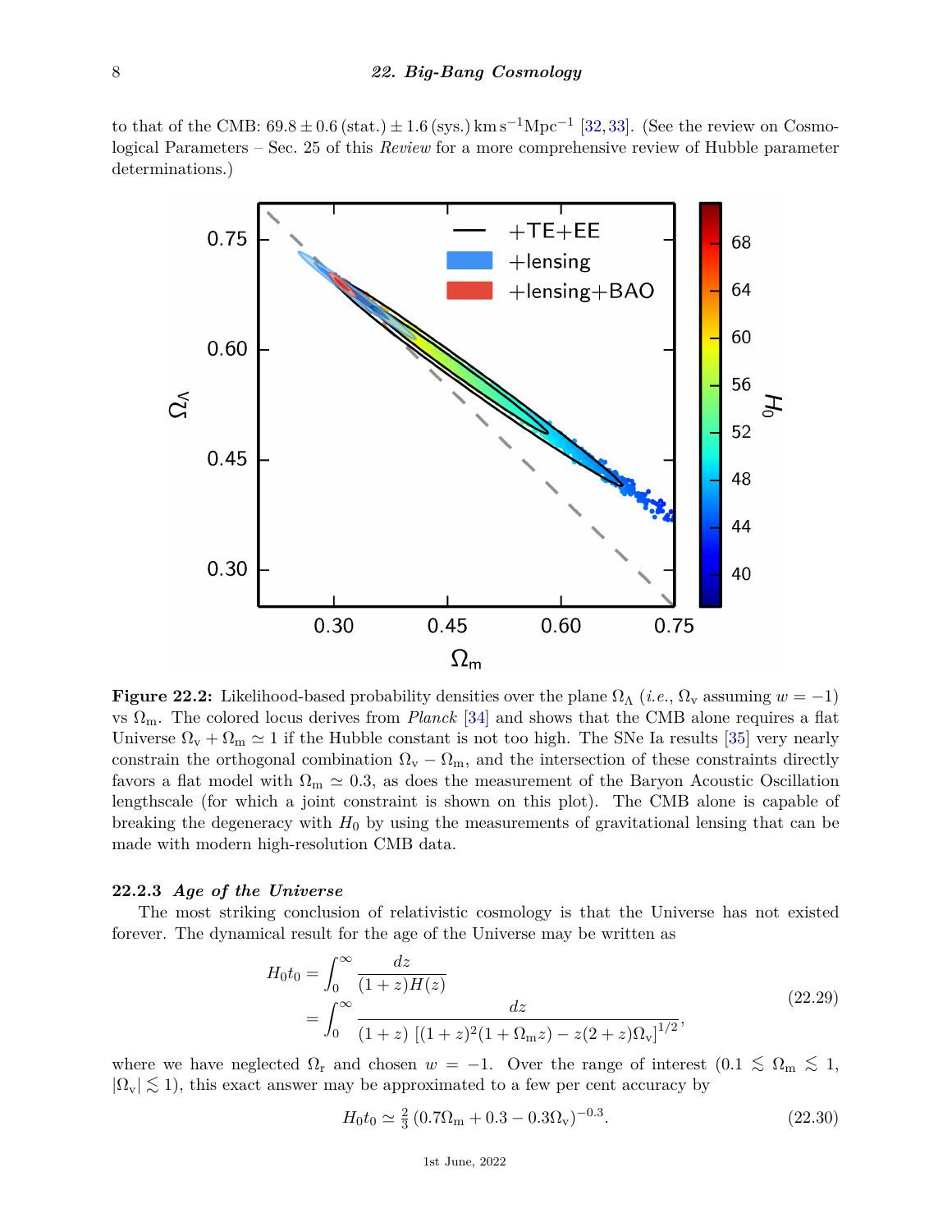to that of the CMB: $69.8 \pm 0.6\,(\mathrm{stat.}) \pm 1.6\,(\mathrm{sys.})\,\mathrm{km\,s^{-1}Mpc^{-1}}$ [32,33]. (See the review on Cosmological Parameters – Sec. 25 of this *Review* for a more comprehensive review of Hubble parameter determinations.)

**Figure 22.2:** Likelihood-based probability densities over the plane $\Omega_\Lambda$ (*i.e.*, $\Omega_\mathrm{v}$ assuming $w = -1$) vs $\Omega_\mathrm{m}$. The colored locus derives from *Planck* [34] and shows that the CMB alone requires a flat Universe $\Omega_\mathrm{v} + \Omega_\mathrm{m} \simeq 1$ if the Hubble constant is not too high. The SNe Ia results [35] very nearly constrain the orthogonal combination $\Omega_\mathrm{v} - \Omega_\mathrm{m}$, and the intersection of these constraints directly favors a flat model with $\Omega_\mathrm{m} \simeq 0.3$, as does the measurement of the Baryon Acoustic Oscillation lengthscale (for which a joint constraint is shown on this plot). The CMB alone is capable of breaking the degeneracy with $H_0$ by using the measurements of gravitational lensing that can be made with modern high-resolution CMB data.

### 22.2.3 *Age of the Universe*

The most striking conclusion of relativistic cosmology is that the Universe has not existed forever. The dynamical result for the age of the Universe may be written as

$$
\begin{aligned}
H_0 t_0 &= \int_0^\infty \frac{dz}{(1+z)H(z)} \\
&= \int_0^\infty \frac{dz}{(1+z)\,\left[(1+z)^2(1+\Omega_\mathrm{m} z) - z(2+z)\Omega_\mathrm{v}\right]^{1/2}},
\end{aligned}
\tag{22.29}
$$

where we have neglected $\Omega_\mathrm{r}$ and chosen $w = -1$. Over the range of interest ($0.1 \lesssim \Omega_\mathrm{m} \lesssim 1$, $|\Omega_\mathrm{v}| \lesssim 1$), this exact answer may be approximated to a few per cent accuracy by

$$
H_0 t_0 \simeq \tfrac{2}{3}\,(0.7\Omega_\mathrm{m} + 0.3 - 0.3\Omega_\mathrm{v})^{-0.3}. \tag{22.30}
$$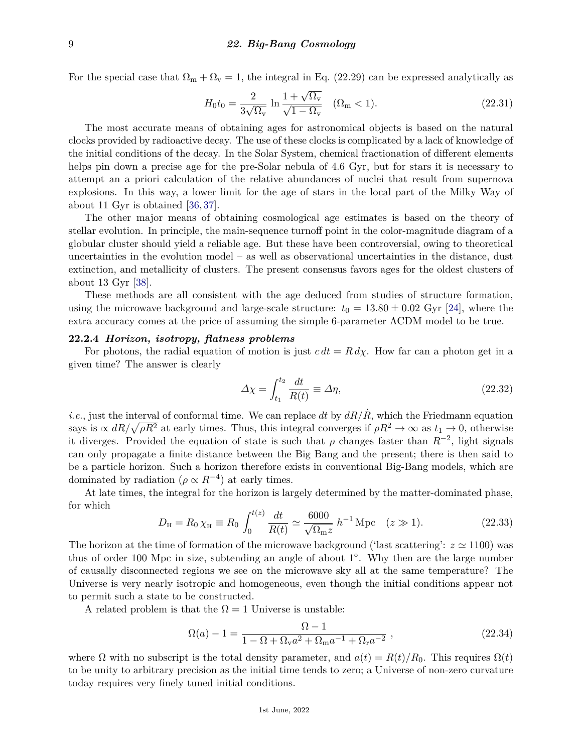For the special case that $\Omega_{\rm m} + \Omega_{\rm v} = 1$, the integral in Eq. (22.29) can be expressed analytically as

$$H_0 t_0 = \frac{2}{3\sqrt{\Omega_{\rm v}}}\ \ln \frac{1+\sqrt{\Omega_{\rm v}}}{\sqrt{1-\Omega_{\rm v}}} \quad (\Omega_{\rm m} < 1). \tag{22.31}$$

The most accurate means of obtaining ages for astronomical objects is based on the natural clocks provided by radioactive decay. The use of these clocks is complicated by a lack of knowledge of the initial conditions of the decay. In the Solar System, chemical fractionation of different elements helps pin down a precise age for the pre-Solar nebula of 4.6 Gyr, but for stars it is necessary to attempt an a priori calculation of the relative abundances of nuclei that result from supernova explosions. In this way, a lower limit for the age of stars in the local part of the Milky Way of about 11 Gyr is obtained [36, 37].

The other major means of obtaining cosmological age estimates is based on the theory of stellar evolution. In principle, the main-sequence turnoff point in the color-magnitude diagram of a globular cluster should yield a reliable age. But these have been controversial, owing to theoretical uncertainties in the evolution model – as well as observational uncertainties in the distance, dust extinction, and metallicity of clusters. The present consensus favors ages for the oldest clusters of about 13 Gyr [38].

These methods are all consistent with the age deduced from studies of structure formation, using the microwave background and large-scale structure: $t_0 = 13.80 \pm 0.02$ Gyr [24], where the extra accuracy comes at the price of assuming the simple 6-parameter ΛCDM model to be true.

### 22.2.4 *Horizon, isotropy, flatness problems*

For photons, the radial equation of motion is just $c\,dt = R\,d\chi$. How far can a photon get in a given time? The answer is clearly

$$\varDelta\chi = \int_{t_1}^{t_2} \frac{dt}{R(t)} \equiv \varDelta\eta, \tag{22.32}$$

*i.e.*, just the interval of conformal time. We can replace $dt$ by $dR/\dot{R}$, which the Friedmann equation says is $\propto dR/\sqrt{\rho R^2}$ at early times. Thus, this integral converges if $\rho R^2 \to \infty$ as $t_1 \to 0$, otherwise it diverges. Provided the equation of state is such that $\rho$ changes faster than $R^{-2}$, light signals can only propagate a finite distance between the Big Bang and the present; there is then said to be a particle horizon. Such a horizon therefore exists in conventional Big-Bang models, which are dominated by radiation ($\rho \propto R^{-4}$) at early times.

At late times, the integral for the horizon is largely determined by the matter-dominated phase, for which

$$D_{\rm H} = R_0\,\chi_{\rm H} \equiv R_0 \int_0^{t(z)} \frac{dt}{R(t)} \simeq \frac{6000}{\sqrt{\Omega_{\rm m} z}}\ h^{-1}\,{\rm Mpc} \quad (z \gg 1). \tag{22.33}$$

The horizon at the time of formation of the microwave background ('last scattering': $z \simeq 1100$) was thus of order 100 Mpc in size, subtending an angle of about 1°. Why then are the large number of causally disconnected regions we see on the microwave sky all at the same temperature? The Universe is very nearly isotropic and homogeneous, even though the initial conditions appear not to permit such a state to be constructed.

A related problem is that the $\Omega = 1$ Universe is unstable:

$$\Omega(a) - 1 = \frac{\Omega - 1}{1 - \Omega + \Omega_{\rm v} a^2 + \Omega_{\rm m} a^{-1} + \Omega_{\rm r} a^{-2}}\ , \tag{22.34}$$

where $\Omega$ with no subscript is the total density parameter, and $a(t) = R(t)/R_0$. This requires $\Omega(t)$ to be unity to arbitrary precision as the initial time tends to zero; a Universe of non-zero curvature today requires very finely tuned initial conditions.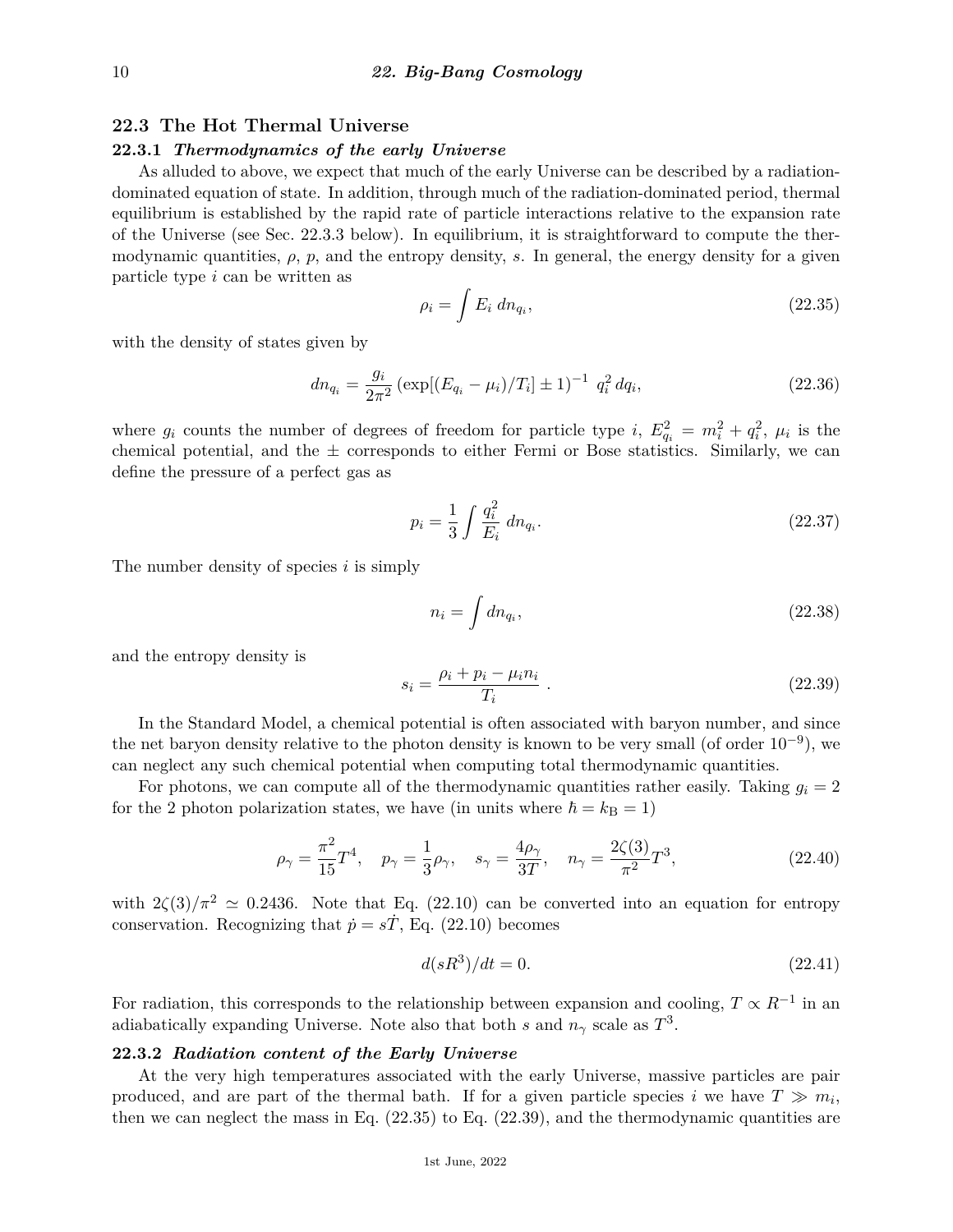## 22.3 The Hot Thermal Universe

### 22.3.1 *Thermodynamics of the early Universe*

As alluded to above, we expect that much of the early Universe can be described by a radiation-dominated equation of state. In addition, through much of the radiation-dominated period, thermal equilibrium is established by the rapid rate of particle interactions relative to the expansion rate of the Universe (see Sec. 22.3.3 below). In equilibrium, it is straightforward to compute the thermodynamic quantities, $\rho$, $p$, and the entropy density, $s$. In general, the energy density for a given particle type $i$ can be written as

$$\rho_i = \int E_i \, dn_{q_i}, \tag{22.35}$$

with the density of states given by

$$dn_{q_i} = \frac{g_i}{2\pi^2} \left(\exp[(E_{q_i} - \mu_i)/T_i] \pm 1\right)^{-1} \, q_i^2 \, dq_i, \tag{22.36}$$

where $g_i$ counts the number of degrees of freedom for particle type $i$, $E_{q_i}^2 = m_i^2 + q_i^2$, $\mu_i$ is the chemical potential, and the $\pm$ corresponds to either Fermi or Bose statistics. Similarly, we can define the pressure of a perfect gas as

$$p_i = \frac{1}{3} \int \frac{q_i^2}{E_i} \, dn_{q_i}. \tag{22.37}$$

The number density of species $i$ is simply

$$n_i = \int dn_{q_i}, \tag{22.38}$$

and the entropy density is

$$s_i = \frac{\rho_i + p_i - \mu_i n_i}{T_i} \, . \tag{22.39}$$

In the Standard Model, a chemical potential is often associated with baryon number, and since the net baryon density relative to the photon density is known to be very small (of order $10^{-9}$), we can neglect any such chemical potential when computing total thermodynamic quantities.

For photons, we can compute all of the thermodynamic quantities rather easily. Taking $g_i = 2$ for the 2 photon polarization states, we have (in units where $\hbar = k_{\mathrm{B}} = 1$)

$$\rho_\gamma = \frac{\pi^2}{15} T^4, \quad p_\gamma = \frac{1}{3} \rho_\gamma, \quad s_\gamma = \frac{4\rho_\gamma}{3T}, \quad n_\gamma = \frac{2\zeta(3)}{\pi^2} T^3, \tag{22.40}$$

with $2\zeta(3)/\pi^2 \simeq 0.2436$. Note that Eq. (22.10) can be converted into an equation for entropy conservation. Recognizing that $\dot{p} = s\dot{T}$, Eq. (22.10) becomes

$$d(sR^3)/dt = 0. \tag{22.41}$$

For radiation, this corresponds to the relationship between expansion and cooling, $T \propto R^{-1}$ in an adiabatically expanding Universe. Note also that both $s$ and $n_\gamma$ scale as $T^3$.

### 22.3.2 *Radiation content of the Early Universe*

At the very high temperatures associated with the early Universe, massive particles are pair produced, and are part of the thermal bath. If for a given particle species $i$ we have $T \gg m_i$, then we can neglect the mass in Eq. (22.35) to Eq. (22.39), and the thermodynamic quantities are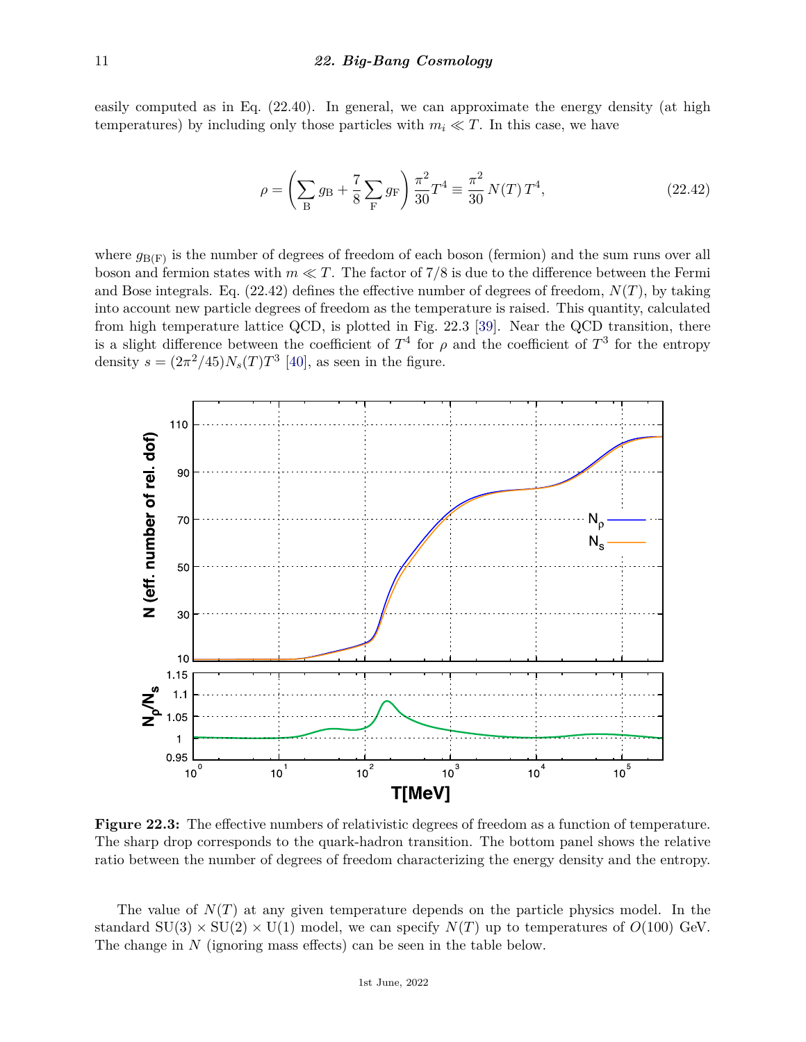easily computed as in Eq. (22.40). In general, we can approximate the energy density (at high temperatures) by including only those particles with $m_i \ll T$. In this case, we have

$$
\rho = \left( \sum_{\mathrm{B}} g_{\mathrm{B}} + \frac{7}{8} \sum_{\mathrm{F}} g_{\mathrm{F}} \right) \frac{\pi^2}{30} T^4 \equiv \frac{\pi^2}{30} N(T) T^4, \tag{22.42}
$$

where $g_{\mathrm{B(F)}}$ is the number of degrees of freedom of each boson (fermion) and the sum runs over all boson and fermion states with $m \ll T$. The factor of 7/8 is due to the difference between the Fermi and Bose integrals. Eq. (22.42) defines the effective number of degrees of freedom, $N(T)$, by taking into account new particle degrees of freedom as the temperature is raised. This quantity, calculated from high temperature lattice QCD, is plotted in Fig. 22.3 [39]. Near the QCD transition, there is a slight difference between the coefficient of $T^4$ for $\rho$ and the coefficient of $T^3$ for the entropy density $s = (2\pi^2/45) N_s(T) T^3$ [40], as seen in the figure.

**Figure 22.3:** The effective numbers of relativistic degrees of freedom as a function of temperature. The sharp drop corresponds to the quark-hadron transition. The bottom panel shows the relative ratio between the number of degrees of freedom characterizing the energy density and the entropy.

The value of $N(T)$ at any given temperature depends on the particle physics model. In the standard $\mathrm{SU}(3) \times \mathrm{SU}(2) \times \mathrm{U}(1)$ model, we can specify $N(T)$ up to temperatures of $O(100)$ GeV. The change in $N$ (ignoring mass effects) can be seen in the table below.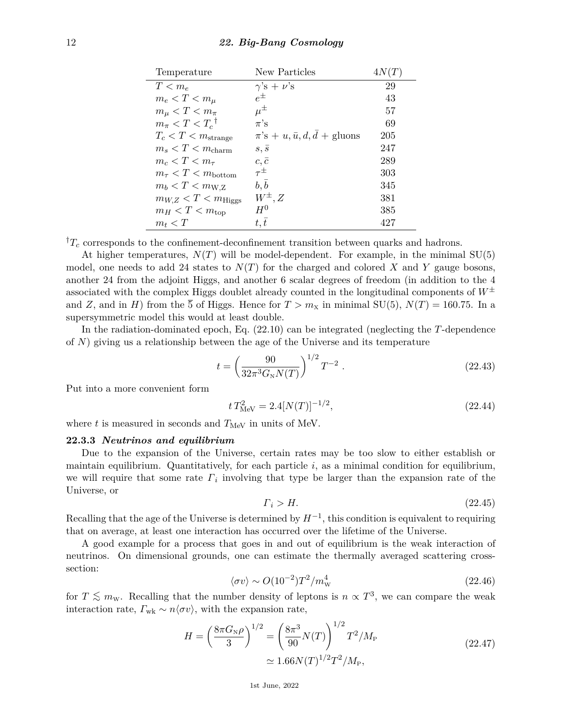| Temperature | New Particles | $4N(T)$ |
|---|---|---|
| $T < m_e$ | $\gamma$'s + $\nu$'s | 29 |
| $m_e < T < m_\mu$ | $e^\pm$ | 43 |
| $m_\mu < T < m_\pi$ | $\mu^\pm$ | 57 |
| $m_\pi < T < T_c{}^\dagger$ | $\pi$'s | 69 |
| $T_c < T < m_{\text{strange}}$ | $\pi$'s + $u, \bar{u}, d, \bar{d}$ + gluons | 205 |
| $m_s < T < m_{\text{charm}}$ | $s, \bar{s}$ | 247 |
| $m_c < T < m_\tau$ | $c, \bar{c}$ | 289 |
| $m_\tau < T < m_{\text{bottom}}$ | $\tau^\pm$ | 303 |
| $m_b < T < m_{\text{W,Z}}$ | $b, \bar{b}$ | 345 |
| $m_{W,Z} < T < m_{\text{Higgs}}$ | $W^\pm, Z$ | 381 |
| $m_H < T < m_{\text{top}}$ | $H^0$ | 385 |
| $m_t < T$ | $t, \bar{t}$ | 427 |

$^\dagger T_c$ corresponds to the confinement-deconfinement transition between quarks and hadrons.

At higher temperatures, $N(T)$ will be model-dependent. For example, in the minimal SU(5) model, one needs to add 24 states to $N(T)$ for the charged and colored $X$ and $Y$ gauge bosons, another 24 from the adjoint Higgs, and another 6 scalar degrees of freedom (in addition to the 4 associated with the complex Higgs doublet already counted in the longitudinal components of $W^\pm$ and $Z$, and in $H$) from the $\overline{5}$ of Higgs. Hence for $T > m_{\text{X}}$ in minimal SU(5), $N(T) = 160.75$. In a supersymmetric model this would at least double.

In the radiation-dominated epoch, Eq. (22.10) can be integrated (neglecting the $T$-dependence of $N$) giving us a relationship between the age of the Universe and its temperature

$$t = \left( \frac{90}{32\pi^3 G_{\text{N}} N(T)} \right)^{1/2} T^{-2} \,. \tag{22.43}$$

Put into a more convenient form

$$t\, T_{\text{MeV}}^2 = 2.4 [N(T)]^{-1/2}, \tag{22.44}$$

where $t$ is measured in seconds and $T_{\text{MeV}}$ in units of MeV.

### 22.3.3 *Neutrinos and equilibrium*

Due to the expansion of the Universe, certain rates may be too slow to either establish or maintain equilibrium. Quantitatively, for each particle $i$, as a minimal condition for equilibrium, we will require that some rate $\Gamma_i$ involving that type be larger than the expansion rate of the Universe, or

$$\Gamma_i > H. \tag{22.45}$$

Recalling that the age of the Universe is determined by $H^{-1}$, this condition is equivalent to requiring that on average, at least one interaction has occurred over the lifetime of the Universe.

A good example for a process that goes in and out of equilibrium is the weak interaction of neutrinos. On dimensional grounds, one can estimate the thermally averaged scattering cross-section:

$$\langle \sigma v \rangle \sim O(10^{-2}) T^2 / m_{\text{W}}^4 \tag{22.46}$$

for $T \lesssim m_{\text{W}}$. Recalling that the number density of leptons is $n \propto T^3$, we can compare the weak interaction rate, $\Gamma_{\text{wk}} \sim n \langle \sigma v \rangle$, with the expansion rate,

$$\begin{aligned} H = \left( \frac{8\pi G_{\text{N}} \rho}{3} \right)^{1/2} &= \left( \frac{8\pi^3}{90} N(T) \right)^{1/2} T^2 / M_{\text{P}} \\ &\simeq 1.66 N(T)^{1/2} T^2 / M_{\text{P}}, \end{aligned} \tag{22.47}$$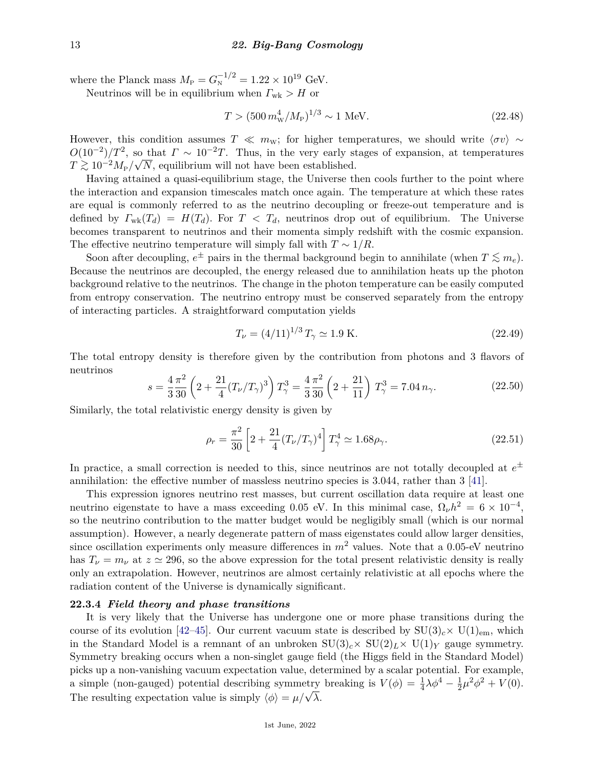where the Planck mass $M_{\rm P} = G_{\rm N}^{-1/2} = 1.22 \times 10^{19}$ GeV.

Neutrinos will be in equilibrium when $\Gamma_{\rm wk} > H$ or

$$T > (500\, m_{\rm W}^4/M_{\rm P})^{1/3} \sim 1 \text{ MeV}. \tag{22.48}$$

However, this condition assumes $T \ll m_{\rm W}$; for higher temperatures, we should write $\langle \sigma v \rangle \sim O(10^{-2})/T^2$, so that $\Gamma \sim 10^{-2} T$. Thus, in the very early stages of expansion, at temperatures $T \gtrsim 10^{-2} M_{\rm P}/\sqrt{N}$, equilibrium will not have been established.

Having attained a quasi-equilibrium stage, the Universe then cools further to the point where the interaction and expansion timescales match once again. The temperature at which these rates are equal is commonly referred to as the neutrino decoupling or freeze-out temperature and is defined by $\Gamma_{\rm wk}(T_d) = H(T_d)$. For $T < T_d$, neutrinos drop out of equilibrium. The Universe becomes transparent to neutrinos and their momenta simply redshift with the cosmic expansion. The effective neutrino temperature will simply fall with $T \sim 1/R$.

Soon after decoupling, $e^\pm$ pairs in the thermal background begin to annihilate (when $T \lesssim m_e$). Because the neutrinos are decoupled, the energy released due to annihilation heats up the photon background relative to the neutrinos. The change in the photon temperature can be easily computed from entropy conservation. The neutrino entropy must be conserved separately from the entropy of interacting particles. A straightforward computation yields

$$T_\nu = (4/11)^{1/3}\, T_\gamma \simeq 1.9 \text{ K}. \tag{22.49}$$

The total entropy density is therefore given by the contribution from photons and 3 flavors of neutrinos

$$s = \frac{4}{3}\frac{\pi^2}{30}\left(2 + \frac{21}{4}(T_\nu/T_\gamma)^3\right) T_\gamma^3 = \frac{4}{3}\frac{\pi^2}{30}\left(2 + \frac{21}{11}\right) T_\gamma^3 = 7.04\, n_\gamma. \tag{22.50}$$

Similarly, the total relativistic energy density is given by

$$\rho_r = \frac{\pi^2}{30}\left[2 + \frac{21}{4}(T_\nu/T_\gamma)^4\right] T_\gamma^4 \simeq 1.68 \rho_\gamma. \tag{22.51}$$

In practice, a small correction is needed to this, since neutrinos are not totally decoupled at $e^\pm$ annihilation: the effective number of massless neutrino species is 3.044, rather than 3 [41].

This expression ignores neutrino rest masses, but current oscillation data require at least one neutrino eigenstate to have a mass exceeding 0.05 eV. In this minimal case, $\Omega_\nu h^2 = 6 \times 10^{-4}$, so the neutrino contribution to the matter budget would be negligibly small (which is our normal assumption). However, a nearly degenerate pattern of mass eigenstates could allow larger densities, since oscillation experiments only measure differences in $m^2$ values. Note that a 0.05-eV neutrino has $T_\nu = m_\nu$ at $z \simeq 296$, so the above expression for the total present relativistic density is really only an extrapolation. However, neutrinos are almost certainly relativistic at all epochs where the radiation content of the Universe is dynamically significant.

### 22.3.4 *Field theory and phase transitions*

It is very likely that the Universe has undergone one or more phase transitions during the course of its evolution [42–45]. Our current vacuum state is described by $\mathrm{SU}(3)_c \times \mathrm{U}(1)_{\rm em}$, which in the Standard Model is a remnant of an unbroken $\mathrm{SU}(3)_c \times \mathrm{SU}(2)_L \times \mathrm{U}(1)_Y$ gauge symmetry. Symmetry breaking occurs when a non-singlet gauge field (the Higgs field in the Standard Model) picks up a non-vanishing vacuum expectation value, determined by a scalar potential. For example, a simple (non-gauged) potential describing symmetry breaking is $V(\phi) = \frac{1}{4}\lambda\phi^4 - \frac{1}{2}\mu^2\phi^2 + V(0)$. The resulting expectation value is simply $\langle\phi\rangle = \mu/\sqrt{\lambda}$.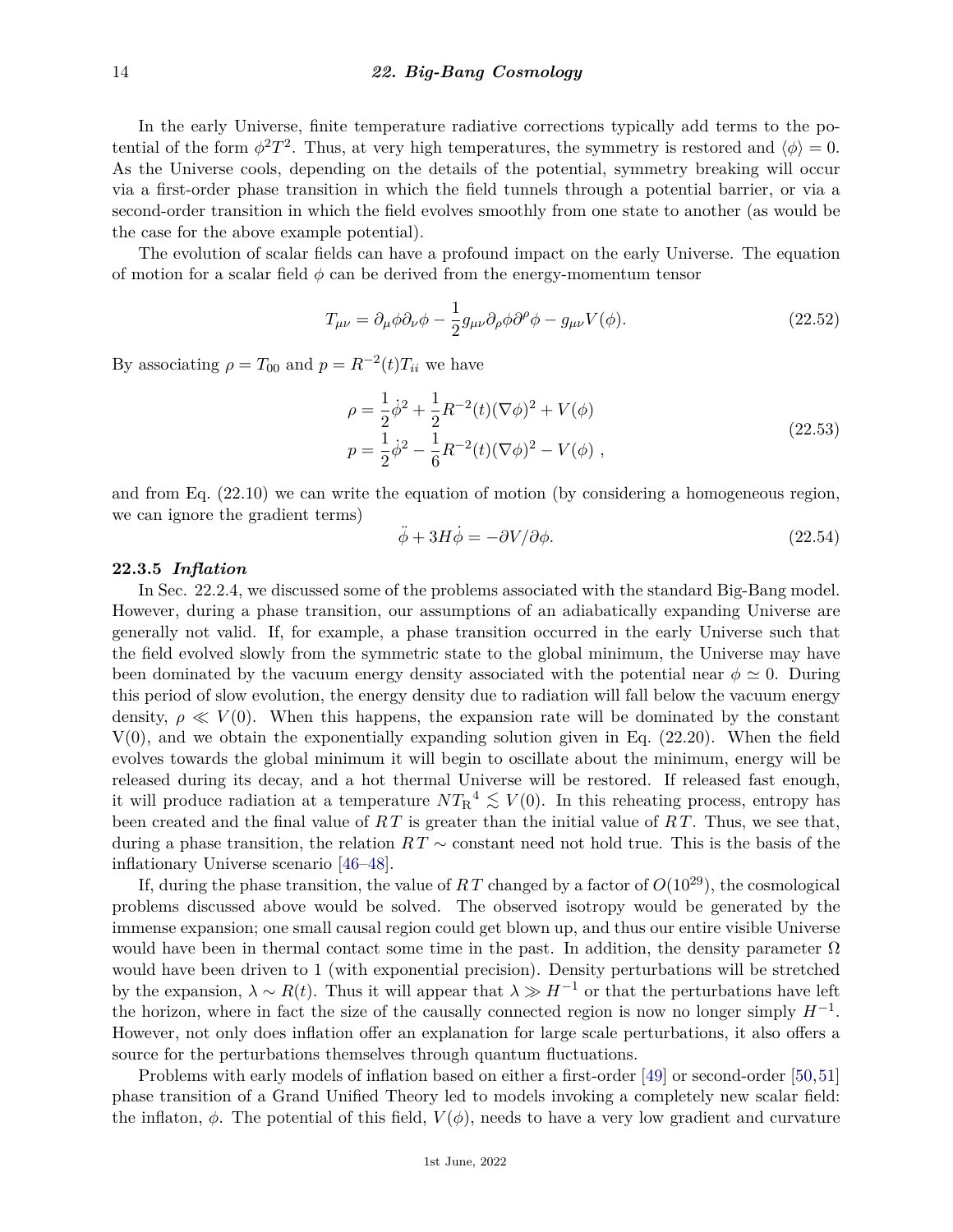In the early Universe, finite temperature radiative corrections typically add terms to the potential of the form $\phi^2 T^2$. Thus, at very high temperatures, the symmetry is restored and $\langle\phi\rangle = 0$. As the Universe cools, depending on the details of the potential, symmetry breaking will occur via a first-order phase transition in which the field tunnels through a potential barrier, or via a second-order transition in which the field evolves smoothly from one state to another (as would be the case for the above example potential).

The evolution of scalar fields can have a profound impact on the early Universe. The equation of motion for a scalar field $\phi$ can be derived from the energy-momentum tensor

$$T_{\mu\nu} = \partial_\mu\phi\partial_\nu\phi - \frac{1}{2}g_{\mu\nu}\partial_\rho\phi\partial^\rho\phi - g_{\mu\nu}V(\phi). \tag{22.52}$$

By associating $\rho = T_{00}$ and $p = R^{-2}(t)T_{ii}$ we have

$$\begin{aligned} \rho &= \frac{1}{2}\dot{\phi}^2 + \frac{1}{2}R^{-2}(t)(\nabla\phi)^2 + V(\phi) \\ p &= \frac{1}{2}\dot{\phi}^2 - \frac{1}{6}R^{-2}(t)(\nabla\phi)^2 - V(\phi)\ , \end{aligned} \tag{22.53}$$

and from Eq. (22.10) we can write the equation of motion (by considering a homogeneous region, we can ignore the gradient terms)

$$\ddot{\phi} + 3H\dot{\phi} = -\partial V/\partial\phi. \tag{22.54}$$

### 22.3.5 *Inflation*

In Sec. 22.2.4, we discussed some of the problems associated with the standard Big-Bang model. However, during a phase transition, our assumptions of an adiabatically expanding Universe are generally not valid. If, for example, a phase transition occurred in the early Universe such that the field evolved slowly from the symmetric state to the global minimum, the Universe may have been dominated by the vacuum energy density associated with the potential near $\phi \simeq 0$. During this period of slow evolution, the energy density due to radiation will fall below the vacuum energy density, $\rho \ll V(0)$. When this happens, the expansion rate will be dominated by the constant V(0), and we obtain the exponentially expanding solution given in Eq. (22.20). When the field evolves towards the global minimum it will begin to oscillate about the minimum, energy will be released during its decay, and a hot thermal Universe will be restored. If released fast enough, it will produce radiation at a temperature $N{T_\mathrm{R}}^4 \lesssim V(0)$. In this reheating process, entropy has been created and the final value of $RT$ is greater than the initial value of $RT$. Thus, we see that, during a phase transition, the relation $RT \sim$ constant need not hold true. This is the basis of the inflationary Universe scenario [46–48].

If, during the phase transition, the value of $RT$ changed by a factor of $O(10^{29})$, the cosmological problems discussed above would be solved. The observed isotropy would be generated by the immense expansion; one small causal region could get blown up, and thus our entire visible Universe would have been in thermal contact some time in the past. In addition, the density parameter $\Omega$ would have been driven to 1 (with exponential precision). Density perturbations will be stretched by the expansion, $\lambda \sim R(t)$. Thus it will appear that $\lambda \gg H^{-1}$ or that the perturbations have left the horizon, where in fact the size of the causally connected region is now no longer simply $H^{-1}$. However, not only does inflation offer an explanation for large scale perturbations, it also offers a source for the perturbations themselves through quantum fluctuations.

Problems with early models of inflation based on either a first-order [49] or second-order [50,51] phase transition of a Grand Unified Theory led to models invoking a completely new scalar field: the inflaton, $\phi$. The potential of this field, $V(\phi)$, needs to have a very low gradient and curvature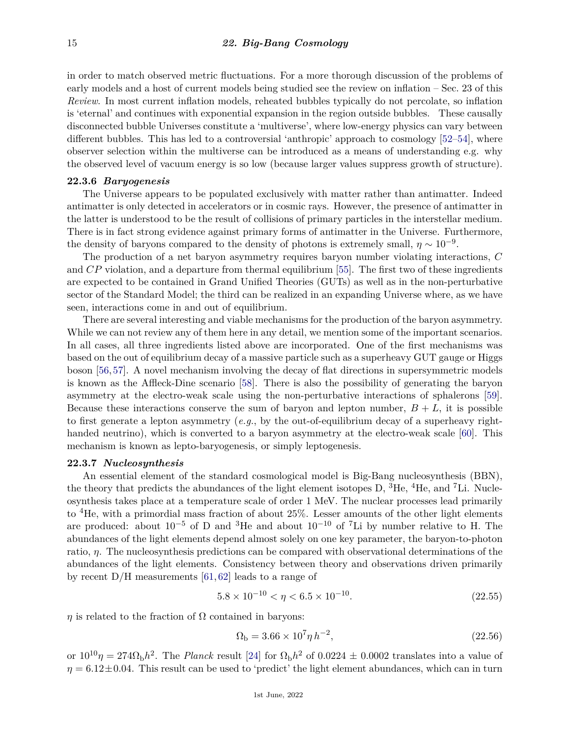in order to match observed metric fluctuations. For a more thorough discussion of the problems of early models and a host of current models being studied see the review on inflation – Sec. 23 of this *Review*. In most current inflation models, reheated bubbles typically do not percolate, so inflation is 'eternal' and continues with exponential expansion in the region outside bubbles. These causally disconnected bubble Universes constitute a 'multiverse', where low-energy physics can vary between different bubbles. This has led to a controversial 'anthropic' approach to cosmology [52–54], where observer selection within the multiverse can be introduced as a means of understanding e.g. why the observed level of vacuum energy is so low (because larger values suppress growth of structure).

### 22.3.6 *Baryogenesis*

The Universe appears to be populated exclusively with matter rather than antimatter. Indeed antimatter is only detected in accelerators or in cosmic rays. However, the presence of antimatter in the latter is understood to be the result of collisions of primary particles in the interstellar medium. There is in fact strong evidence against primary forms of antimatter in the Universe. Furthermore, the density of baryons compared to the density of photons is extremely small, $\eta \sim 10^{-9}$.

The production of a net baryon asymmetry requires baryon number violating interactions, $C$ and $CP$ violation, and a departure from thermal equilibrium [55]. The first two of these ingredients are expected to be contained in Grand Unified Theories (GUTs) as well as in the non-perturbative sector of the Standard Model; the third can be realized in an expanding Universe where, as we have seen, interactions come in and out of equilibrium.

There are several interesting and viable mechanisms for the production of the baryon asymmetry. While we can not review any of them here in any detail, we mention some of the important scenarios. In all cases, all three ingredients listed above are incorporated. One of the first mechanisms was based on the out of equilibrium decay of a massive particle such as a superheavy GUT gauge or Higgs boson [56, 57]. A novel mechanism involving the decay of flat directions in supersymmetric models is known as the Affleck-Dine scenario [58]. There is also the possibility of generating the baryon asymmetry at the electro-weak scale using the non-perturbative interactions of sphalerons [59]. Because these interactions conserve the sum of baryon and lepton number, $B + L$, it is possible to first generate a lepton asymmetry (*e.g.*, by the out-of-equilibrium decay of a superheavy right-handed neutrino), which is converted to a baryon asymmetry at the electro-weak scale [60]. This mechanism is known as lepto-baryogenesis, or simply leptogenesis.

### 22.3.7 *Nucleosynthesis*

An essential element of the standard cosmological model is Big-Bang nucleosynthesis (BBN), the theory that predicts the abundances of the light element isotopes D, $^{3}$He, $^{4}$He, and $^{7}$Li. Nucleosynthesis takes place at a temperature scale of order 1 MeV. The nuclear processes lead primarily to $^{4}$He, with a primordial mass fraction of about 25%. Lesser amounts of the other light elements are produced: about $10^{-5}$ of D and $^{3}$He and about $10^{-10}$ of $^{7}$Li by number relative to H. The abundances of the light elements depend almost solely on one key parameter, the baryon-to-photon ratio, $\eta$. The nucleosynthesis predictions can be compared with observational determinations of the abundances of the light elements. Consistency between theory and observations driven primarily by recent D/H measurements [61, 62] leads to a range of

$$5.8 \times 10^{-10} < \eta < 6.5 \times 10^{-10}. \tag{22.55}$$

$\eta$ is related to the fraction of $\Omega$ contained in baryons:

$$\Omega_{\rm b} = 3.66 \times 10^{7} \eta \, h^{-2}, \tag{22.56}$$

or $10^{10}\eta = 274\Omega_{\rm b}h^2$. The *Planck* result [24] for $\Omega_{\rm b}h^2$ of $0.0224 \pm 0.0002$ translates into a value of $\eta = 6.12 \pm 0.04$. This result can be used to 'predict' the light element abundances, which can in turn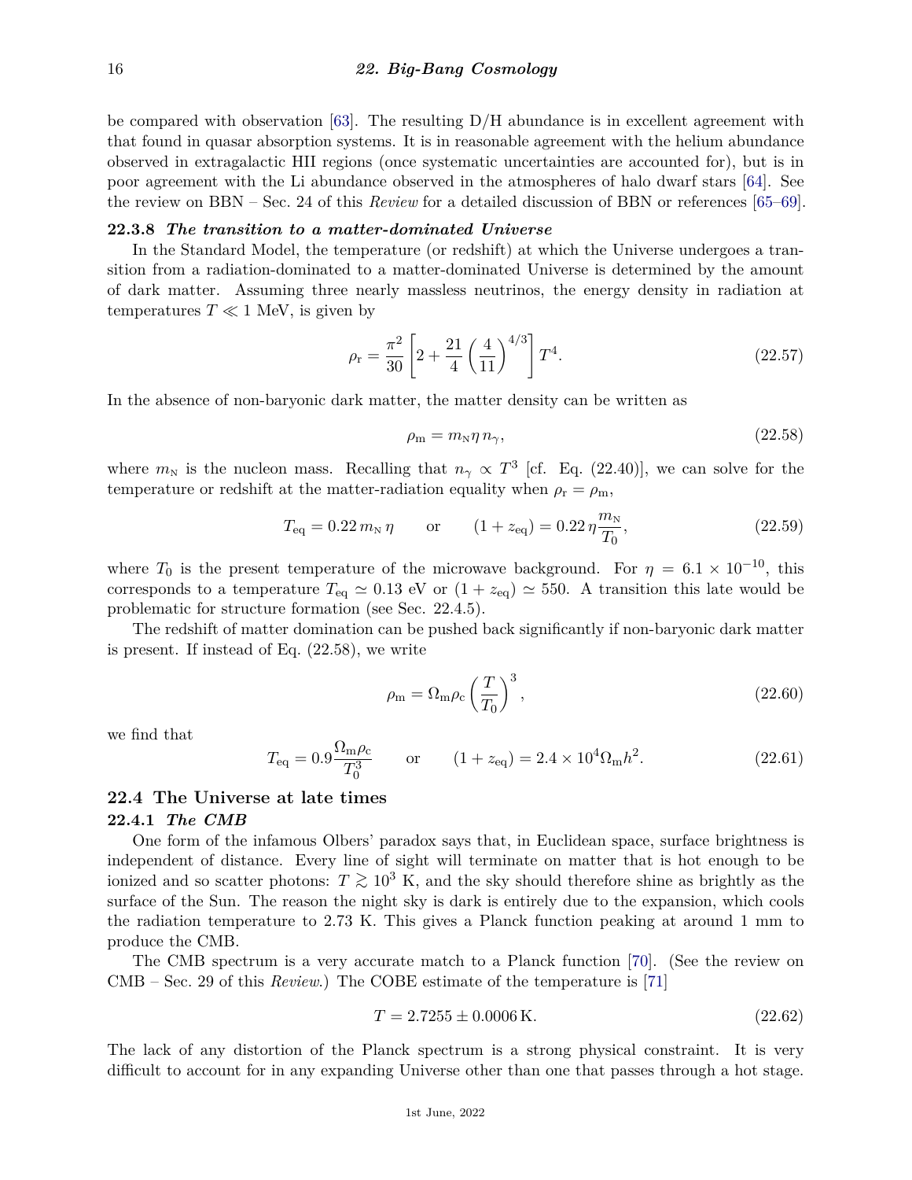be compared with observation [63]. The resulting D/H abundance is in excellent agreement with that found in quasar absorption systems. It is in reasonable agreement with the helium abundance observed in extragalactic HII regions (once systematic uncertainties are accounted for), but is in poor agreement with the Li abundance observed in the atmospheres of halo dwarf stars [64]. See the review on BBN – Sec. 24 of this *Review* for a detailed discussion of BBN or references [65–69].

### 22.3.8 *The transition to a matter-dominated Universe*

In the Standard Model, the temperature (or redshift) at which the Universe undergoes a transition from a radiation-dominated to a matter-dominated Universe is determined by the amount of dark matter. Assuming three nearly massless neutrinos, the energy density in radiation at temperatures $T \ll 1$ MeV, is given by

$$\rho_{\rm r} = \frac{\pi^2}{30}\left[2 + \frac{21}{4}\left(\frac{4}{11}\right)^{4/3}\right]T^4. \tag{22.57}$$

In the absence of non-baryonic dark matter, the matter density can be written as

$$\rho_{\rm m} = m_{\rm N}\eta\, n_\gamma, \tag{22.58}$$

where $m_{\rm N}$ is the nucleon mass. Recalling that $n_\gamma \propto T^3$ [cf. Eq. (22.40)], we can solve for the temperature or redshift at the matter-radiation equality when $\rho_{\rm r} = \rho_{\rm m}$,

$$T_{\rm eq} = 0.22\, m_{\rm N}\, \eta \qquad \text{or} \qquad (1 + z_{\rm eq}) = 0.22\, \eta \frac{m_{\rm N}}{T_0}, \tag{22.59}$$

where $T_0$ is the present temperature of the microwave background. For $\eta = 6.1 \times 10^{-10}$, this corresponds to a temperature $T_{\rm eq} \simeq 0.13$ eV or $(1 + z_{\rm eq}) \simeq 550$. A transition this late would be problematic for structure formation (see Sec. 22.4.5).

The redshift of matter domination can be pushed back significantly if non-baryonic dark matter is present. If instead of Eq. (22.58), we write

$$\rho_{\rm m} = \Omega_{\rm m}\rho_{\rm c}\left(\frac{T}{T_0}\right)^3, \tag{22.60}$$

we find that

$$T_{\rm eq} = 0.9\frac{\Omega_{\rm m}\rho_{\rm c}}{T_0^3} \qquad \text{or} \qquad (1 + z_{\rm eq}) = 2.4 \times 10^4 \Omega_{\rm m} h^2. \tag{22.61}$$

## 22.4 The Universe at late times

### 22.4.1 *The CMB*

One form of the infamous Olbers' paradox says that, in Euclidean space, surface brightness is independent of distance. Every line of sight will terminate on matter that is hot enough to be ionized and so scatter photons: $T \gtrsim 10^3$ K, and the sky should therefore shine as brightly as the surface of the Sun. The reason the night sky is dark is entirely due to the expansion, which cools the radiation temperature to 2.73 K. This gives a Planck function peaking at around 1 mm to produce the CMB.

The CMB spectrum is a very accurate match to a Planck function [70]. (See the review on CMB – Sec. 29 of this *Review*.) The COBE estimate of the temperature is [71]

$$T = 2.7255 \pm 0.0006\,\text{K}. \tag{22.62}$$

The lack of any distortion of the Planck spectrum is a strong physical constraint. It is very difficult to account for in any expanding Universe other than one that passes through a hot stage.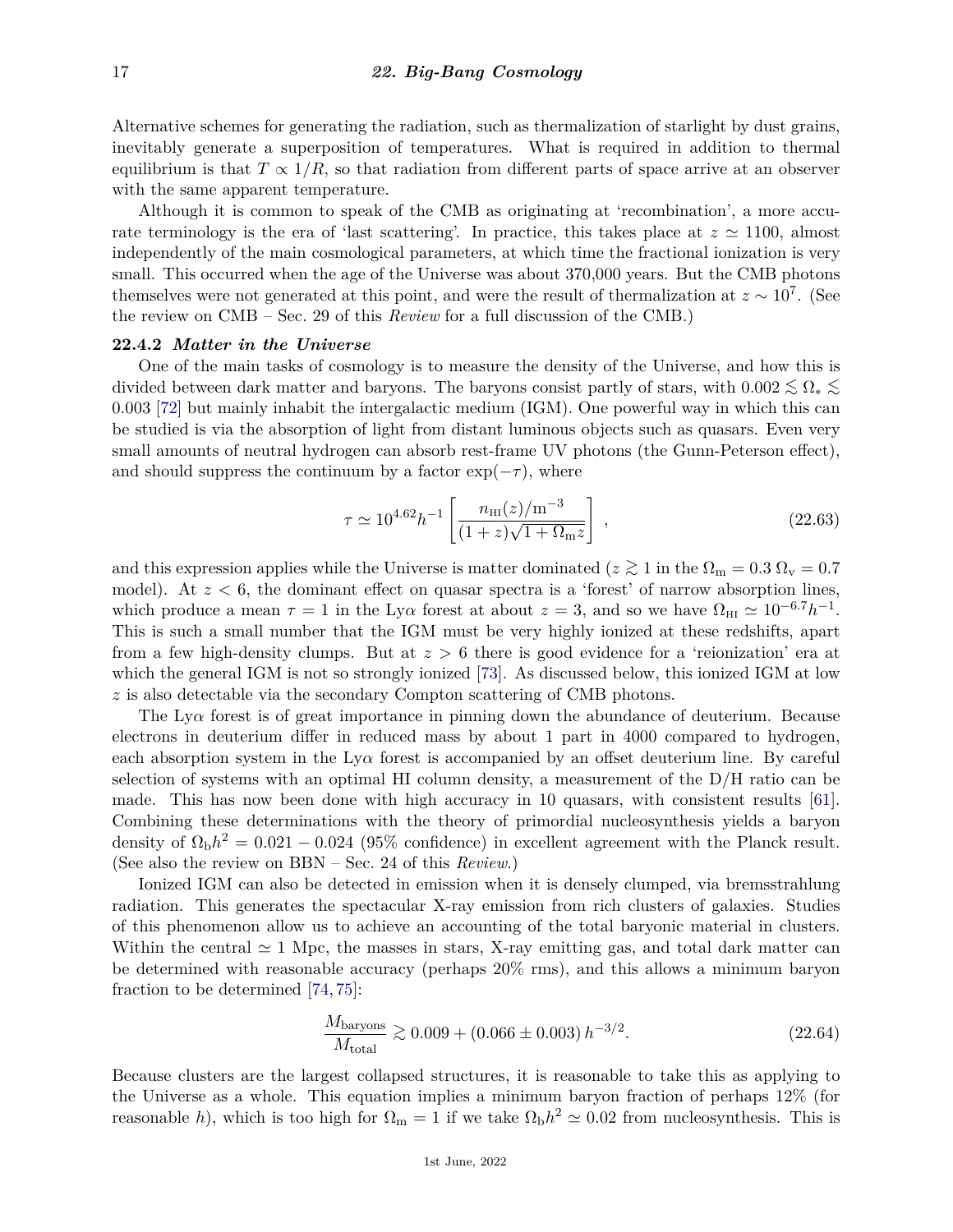Alternative schemes for generating the radiation, such as thermalization of starlight by dust grains, inevitably generate a superposition of temperatures. What is required in addition to thermal equilibrium is that $T \propto 1/R$, so that radiation from different parts of space arrive at an observer with the same apparent temperature.

Although it is common to speak of the CMB as originating at 'recombination', a more accurate terminology is the era of 'last scattering'. In practice, this takes place at $z \simeq 1100$, almost independently of the main cosmological parameters, at which time the fractional ionization is very small. This occurred when the age of the Universe was about 370,000 years. But the CMB photons themselves were not generated at this point, and were the result of thermalization at $z \sim 10^7$. (See the review on CMB – Sec. 29 of this *Review* for a full discussion of the CMB.)

### 22.4.2 *Matter in the Universe*

One of the main tasks of cosmology is to measure the density of the Universe, and how this is divided between dark matter and baryons. The baryons consist partly of stars, with $0.002 \lesssim \Omega_* \lesssim 0.003$ [72] but mainly inhabit the intergalactic medium (IGM). One powerful way in which this can be studied is via the absorption of light from distant luminous objects such as quasars. Even very small amounts of neutral hydrogen can absorb rest-frame UV photons (the Gunn-Peterson effect), and should suppress the continuum by a factor $\exp(-\tau)$, where

$$\tau \simeq 10^{4.62} h^{-1} \left[ \frac{n_{\rm HI}(z)/{\rm m}^{-3}}{(1+z)\sqrt{1+\Omega_{\rm m} z}} \right] , \tag{22.63}$$

and this expression applies while the Universe is matter dominated ($z \gtrsim 1$ in the $\Omega_{\rm m} = 0.3$ $\Omega_{\rm v} = 0.7$ model). At $z < 6$, the dominant effect on quasar spectra is a 'forest' of narrow absorption lines, which produce a mean $\tau = 1$ in the Ly$\alpha$ forest at about $z = 3$, and so we have $\Omega_{\rm HI} \simeq 10^{-6.7} h^{-1}$. This is such a small number that the IGM must be very highly ionized at these redshifts, apart from a few high-density clumps. But at $z > 6$ there is good evidence for a 'reionization' era at which the general IGM is not so strongly ionized [73]. As discussed below, this ionized IGM at low $z$ is also detectable via the secondary Compton scattering of CMB photons.

The Ly$\alpha$ forest is of great importance in pinning down the abundance of deuterium. Because electrons in deuterium differ in reduced mass by about 1 part in 4000 compared to hydrogen, each absorption system in the Ly$\alpha$ forest is accompanied by an offset deuterium line. By careful selection of systems with an optimal HI column density, a measurement of the D/H ratio can be made. This has now been done with high accuracy in 10 quasars, with consistent results [61]. Combining these determinations with the theory of primordial nucleosynthesis yields a baryon density of $\Omega_{\rm b} h^2 = 0.021 - 0.024$ (95% confidence) in excellent agreement with the Planck result. (See also the review on BBN – Sec. 24 of this *Review*.)

Ionized IGM can also be detected in emission when it is densely clumped, via bremsstrahlung radiation. This generates the spectacular X-ray emission from rich clusters of galaxies. Studies of this phenomenon allow us to achieve an accounting of the total baryonic material in clusters. Within the central $\simeq 1$ Mpc, the masses in stars, X-ray emitting gas, and total dark matter can be determined with reasonable accuracy (perhaps 20% rms), and this allows a minimum baryon fraction to be determined [74, 75]:

$$\frac{M_{\rm baryons}}{M_{\rm total}} \gtrsim 0.009 + (0.066 \pm 0.003)\, h^{-3/2}. \tag{22.64}$$

Because clusters are the largest collapsed structures, it is reasonable to take this as applying to the Universe as a whole. This equation implies a minimum baryon fraction of perhaps 12% (for reasonable $h$), which is too high for $\Omega_{\rm m} = 1$ if we take $\Omega_{\rm b} h^2 \simeq 0.02$ from nucleosynthesis. This is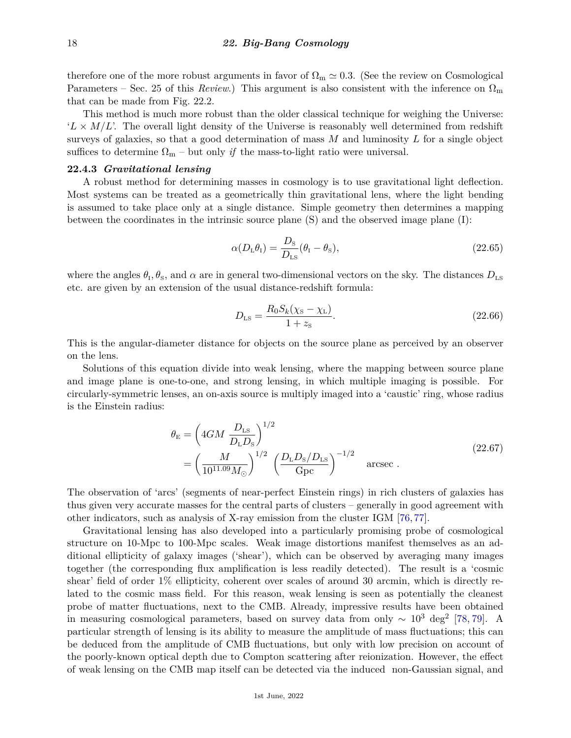therefore one of the more robust arguments in favor of $\Omega_{\rm m} \simeq 0.3$. (See the review on Cosmological Parameters – Sec. 25 of this *Review*.) This argument is also consistent with the inference on $\Omega_{\rm m}$ that can be made from Fig. 22.2.

This method is much more robust than the older classical technique for weighing the Universe: '$L \times M/L$'. The overall light density of the Universe is reasonably well determined from redshift surveys of galaxies, so that a good determination of mass $M$ and luminosity $L$ for a single object suffices to determine $\Omega_{\rm m}$ – but only *if* the mass-to-light ratio were universal.

### 22.4.3 *Gravitational lensing*

A robust method for determining masses in cosmology is to use gravitational light deflection. Most systems can be treated as a geometrically thin gravitational lens, where the light bending is assumed to take place only at a single distance. Simple geometry then determines a mapping between the coordinates in the intrinsic source plane (S) and the observed image plane (I):

$$\alpha(D_{\rm L}\theta_{\rm I}) = \frac{D_{\rm S}}{D_{\rm LS}}(\theta_{\rm I} - \theta_{\rm S}), \tag{22.65}$$

where the angles $\theta_{\rm I}, \theta_{\rm S}$, and $\alpha$ are in general two-dimensional vectors on the sky. The distances $D_{\rm LS}$ etc. are given by an extension of the usual distance-redshift formula:

$$D_{\rm LS} = \frac{R_0 S_k(\chi_{\rm S} - \chi_{\rm L})}{1 + z_{\rm S}}. \tag{22.66}$$

This is the angular-diameter distance for objects on the source plane as perceived by an observer on the lens.

Solutions of this equation divide into weak lensing, where the mapping between source plane and image plane is one-to-one, and strong lensing, in which multiple imaging is possible. For circularly-symmetric lenses, an on-axis source is multiply imaged into a 'caustic' ring, whose radius is the Einstein radius:

$$\begin{aligned} \theta_{\rm E} &= \left(4GM\,\frac{D_{\rm LS}}{D_{\rm L}D_{\rm S}}\right)^{1/2} \\ &= \left(\frac{M}{10^{11.09}M_\odot}\right)^{1/2}\ \left(\frac{D_{\rm L}D_{\rm S}/D_{\rm LS}}{\rm Gpc}\right)^{-1/2} \quad \text{arcsec}\ . \end{aligned} \tag{22.67}$$

The observation of 'arcs' (segments of near-perfect Einstein rings) in rich clusters of galaxies has thus given very accurate masses for the central parts of clusters – generally in good agreement with other indicators, such as analysis of X-ray emission from the cluster IGM [76, 77].

Gravitational lensing has also developed into a particularly promising probe of cosmological structure on 10-Mpc to 100-Mpc scales. Weak image distortions manifest themselves as an additional ellipticity of galaxy images ('shear'), which can be observed by averaging many images together (the corresponding flux amplification is less readily detected). The result is a 'cosmic shear' field of order 1% ellipticity, coherent over scales of around 30 arcmin, which is directly related to the cosmic mass field. For this reason, weak lensing is seen as potentially the cleanest probe of matter fluctuations, next to the CMB. Already, impressive results have been obtained in measuring cosmological parameters, based on survey data from only $\sim 10^3$ deg$^2$ [78, 79]. A particular strength of lensing is its ability to measure the amplitude of mass fluctuations; this can be deduced from the amplitude of CMB fluctuations, but only with low precision on account of the poorly-known optical depth due to Compton scattering after reionization. However, the effect of weak lensing on the CMB map itself can be detected via the induced non-Gaussian signal, and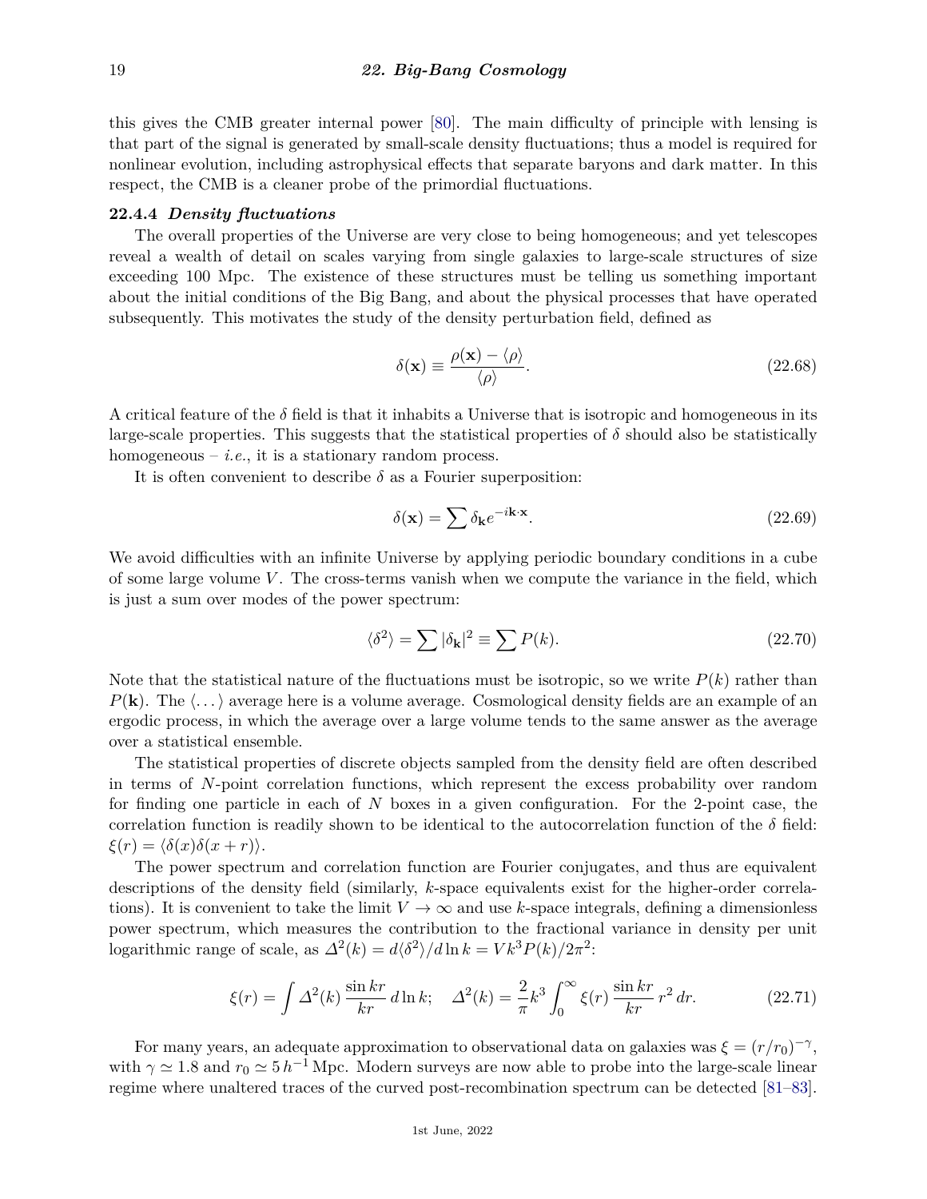this gives the CMB greater internal power [80]. The main difficulty of principle with lensing is that part of the signal is generated by small-scale density fluctuations; thus a model is required for nonlinear evolution, including astrophysical effects that separate baryons and dark matter. In this respect, the CMB is a cleaner probe of the primordial fluctuations.

### 22.4.4 *Density fluctuations*

The overall properties of the Universe are very close to being homogeneous; and yet telescopes reveal a wealth of detail on scales varying from single galaxies to large-scale structures of size exceeding 100 Mpc. The existence of these structures must be telling us something important about the initial conditions of the Big Bang, and about the physical processes that have operated subsequently. This motivates the study of the density perturbation field, defined as

$$\delta(\mathbf{x}) \equiv \frac{\rho(\mathbf{x}) - \langle\rho\rangle}{\langle\rho\rangle}. \tag{22.68}$$

A critical feature of the $\delta$ field is that it inhabits a Universe that is isotropic and homogeneous in its large-scale properties. This suggests that the statistical properties of $\delta$ should also be statistically homogeneous – *i.e.*, it is a stationary random process.

It is often convenient to describe $\delta$ as a Fourier superposition:

$$\delta(\mathbf{x}) = \sum \delta_{\mathbf{k}} e^{-i\mathbf{k}\cdot\mathbf{x}}. \tag{22.69}$$

We avoid difficulties with an infinite Universe by applying periodic boundary conditions in a cube of some large volume $V$. The cross-terms vanish when we compute the variance in the field, which is just a sum over modes of the power spectrum:

$$\langle\delta^2\rangle = \sum |\delta_{\mathbf{k}}|^2 \equiv \sum P(k). \tag{22.70}$$

Note that the statistical nature of the fluctuations must be isotropic, so we write $P(k)$ rather than $P(\mathbf{k})$. The $\langle \dots \rangle$ average here is a volume average. Cosmological density fields are an example of an ergodic process, in which the average over a large volume tends to the same answer as the average over a statistical ensemble.

The statistical properties of discrete objects sampled from the density field are often described in terms of $N$-point correlation functions, which represent the excess probability over random for finding one particle in each of $N$ boxes in a given configuration. For the 2-point case, the correlation function is readily shown to be identical to the autocorrelation function of the $\delta$ field: $\xi(r) = \langle\delta(x)\delta(x + r)\rangle$.

The power spectrum and correlation function are Fourier conjugates, and thus are equivalent descriptions of the density field (similarly, $k$-space equivalents exist for the higher-order correlations). It is convenient to take the limit $V \to \infty$ and use $k$-space integrals, defining a dimensionless power spectrum, which measures the contribution to the fractional variance in density per unit logarithmic range of scale, as $\Delta^2(k) = d\langle\delta^2\rangle/d\ln k = Vk^3P(k)/2\pi^2$:

$$\xi(r) = \int \Delta^2(k)\, \frac{\sin kr}{kr}\, d\ln k; \quad \Delta^2(k) = \frac{2}{\pi} k^3 \int_0^\infty \xi(r)\, \frac{\sin kr}{kr}\, r^2\, dr. \tag{22.71}$$

For many years, an adequate approximation to observational data on galaxies was $\xi = (r/r_0)^{-\gamma}$, with $\gamma \simeq 1.8$ and $r_0 \simeq 5\, h^{-1}\,\text{Mpc}$. Modern surveys are now able to probe into the large-scale linear regime where unaltered traces of the curved post-recombination spectrum can be detected [81–83].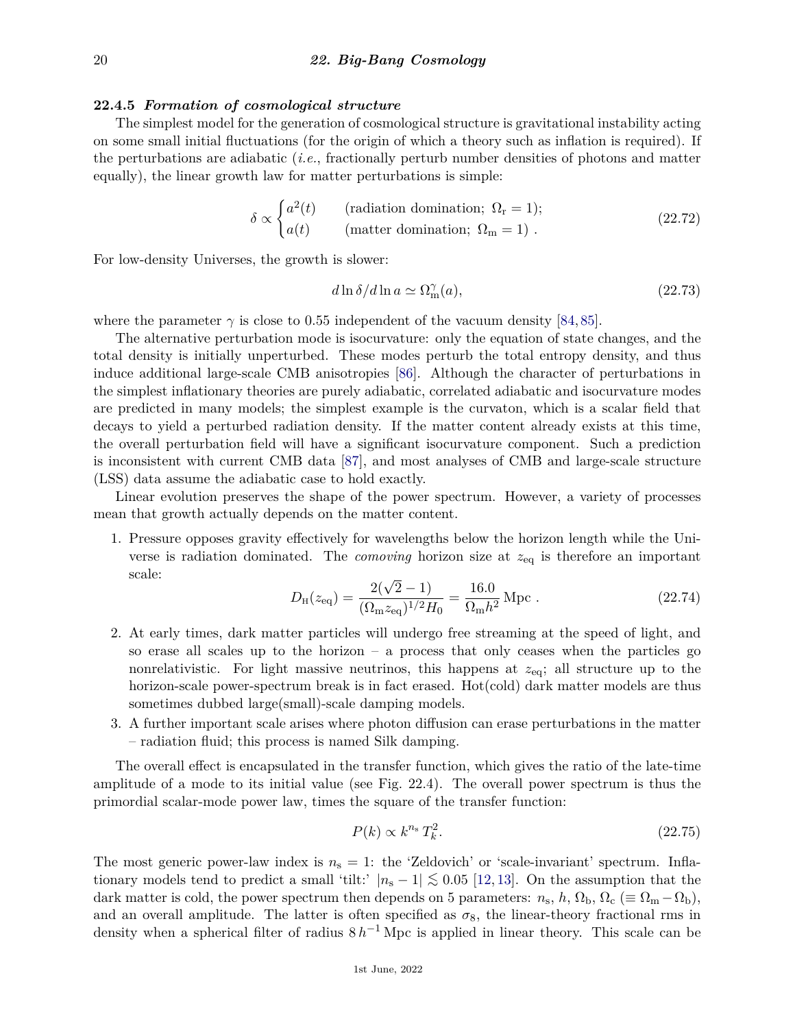### 22.4.5 *Formation of cosmological structure*

The simplest model for the generation of cosmological structure is gravitational instability acting on some small initial fluctuations (for the origin of which a theory such as inflation is required). If the perturbations are adiabatic (*i.e.*, fractionally perturb number densities of photons and matter equally), the linear growth law for matter perturbations is simple:

$$\delta \propto \begin{cases} a^2(t) & \text{(radiation domination; } \Omega_\mathrm{r} = 1\text{);} \\ a(t) & \text{(matter domination; } \Omega_\mathrm{m} = 1\text{) .} \end{cases} \tag{22.72}$$

For low-density Universes, the growth is slower:

$$d \ln \delta / d \ln a \simeq \Omega_\mathrm{m}^{\gamma}(a), \tag{22.73}$$

where the parameter $\gamma$ is close to 0.55 independent of the vacuum density [84, 85].

The alternative perturbation mode is isocurvature: only the equation of state changes, and the total density is initially unperturbed. These modes perturb the total entropy density, and thus induce additional large-scale CMB anisotropies [86]. Although the character of perturbations in the simplest inflationary theories are purely adiabatic, correlated adiabatic and isocurvature modes are predicted in many models; the simplest example is the curvaton, which is a scalar field that decays to yield a perturbed radiation density. If the matter content already exists at this time, the overall perturbation field will have a significant isocurvature component. Such a prediction is inconsistent with current CMB data [87], and most analyses of CMB and large-scale structure (LSS) data assume the adiabatic case to hold exactly.

Linear evolution preserves the shape of the power spectrum. However, a variety of processes mean that growth actually depends on the matter content.

1. Pressure opposes gravity effectively for wavelengths below the horizon length while the Universe is radiation dominated. The *comoving* horizon size at $z_\mathrm{eq}$ is therefore an important scale:
$$D_\mathrm{H}(z_\mathrm{eq}) = \frac{2(\sqrt{2}-1)}{(\Omega_\mathrm{m} z_\mathrm{eq})^{1/2} H_0} = \frac{16.0}{\Omega_\mathrm{m} h^2}\,\mathrm{Mpc}\ . \tag{22.74}$$
2. At early times, dark matter particles will undergo free streaming at the speed of light, and so erase all scales up to the horizon – a process that only ceases when the particles go nonrelativistic. For light massive neutrinos, this happens at $z_\mathrm{eq}$; all structure up to the horizon-scale power-spectrum break is in fact erased. Hot(cold) dark matter models are thus sometimes dubbed large(small)-scale damping models.
3. A further important scale arises where photon diffusion can erase perturbations in the matter – radiation fluid; this process is named Silk damping.

The overall effect is encapsulated in the transfer function, which gives the ratio of the late-time amplitude of a mode to its initial value (see Fig. 22.4). The overall power spectrum is thus the primordial scalar-mode power law, times the square of the transfer function:

$$P(k) \propto k^{n_\mathrm{s}}\, T_k^2. \tag{22.75}$$

The most generic power-law index is $n_\mathrm{s} = 1$: the 'Zeldovich' or 'scale-invariant' spectrum. Inflationary models tend to predict a small 'tilt:' $|n_\mathrm{s} - 1| \lesssim 0.05$ [12, 13]. On the assumption that the dark matter is cold, the power spectrum then depends on 5 parameters: $n_\mathrm{s}$, $h$, $\Omega_\mathrm{b}$, $\Omega_\mathrm{c}$ ($\equiv \Omega_\mathrm{m} - \Omega_\mathrm{b}$), and an overall amplitude. The latter is often specified as $\sigma_8$, the linear-theory fractional rms in density when a spherical filter of radius $8\,h^{-1}\,\mathrm{Mpc}$ is applied in linear theory. This scale can be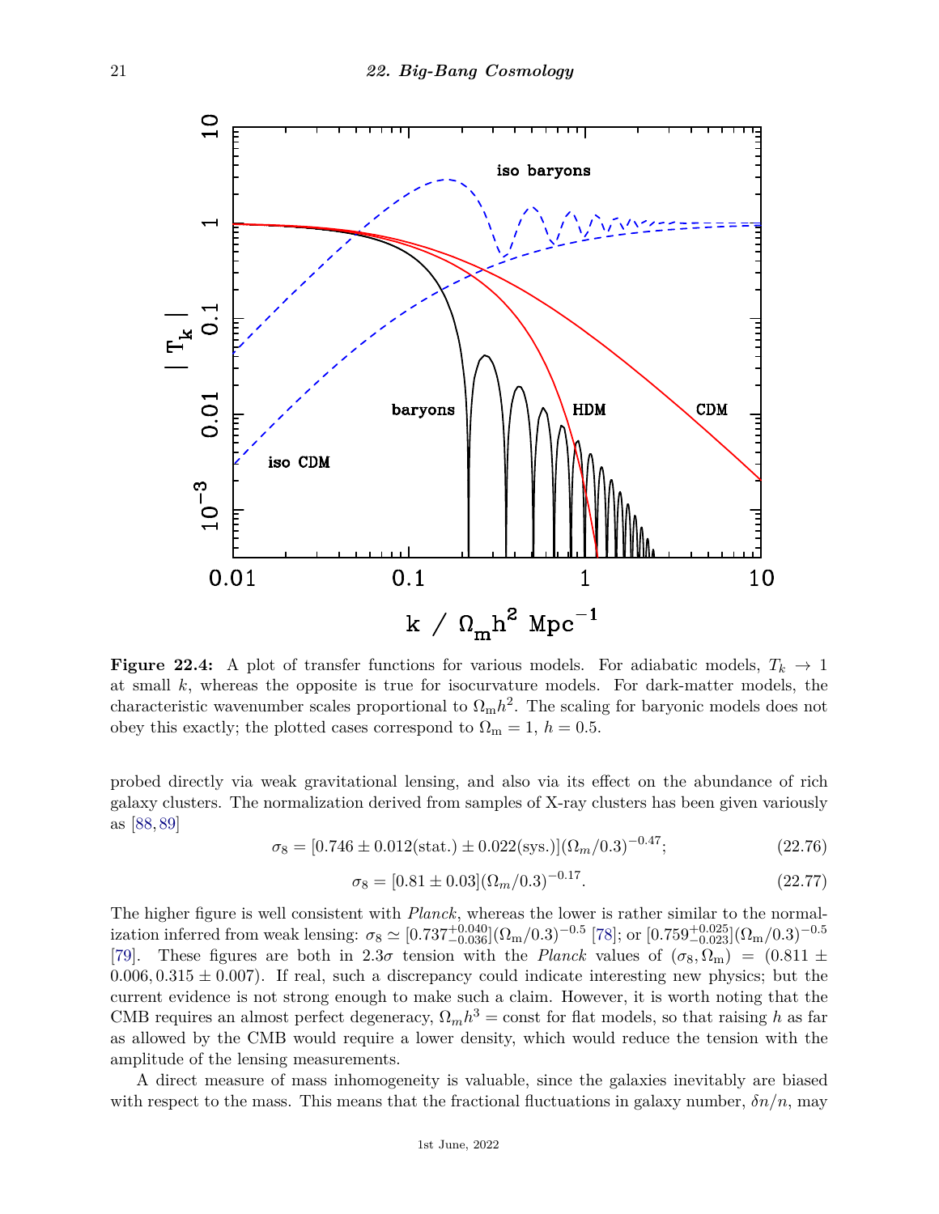**Figure 22.4:** A plot of transfer functions for various models. For adiabatic models, $T_k \to 1$ at small $k$, whereas the opposite is true for isocurvature models. For dark-matter models, the characteristic wavenumber scales proportional to $\Omega_m h^2$. The scaling for baryonic models does not obey this exactly; the plotted cases correspond to $\Omega_m = 1$, $h = 0.5$.

probed directly via weak gravitational lensing, and also via its effect on the abundance of rich galaxy clusters. The normalization derived from samples of X-ray clusters has been given variously as [88, 89]

$$\sigma_8 = [0.746 \pm 0.012(\text{stat.}) \pm 0.022(\text{sys.})](\Omega_m/0.3)^{-0.47}; \tag{22.76}$$

$$\sigma_8 = [0.81 \pm 0.03](\Omega_m/0.3)^{-0.17}. \tag{22.77}$$

The higher figure is well consistent with *Planck*, whereas the lower is rather similar to the normalization inferred from weak lensing: $\sigma_8 \simeq [0.737^{+0.040}_{-0.036}](\Omega_m/0.3)^{-0.5}$ [78]; or $[0.759^{+0.025}_{-0.023}](\Omega_m/0.3)^{-0.5}$ [79]. These figures are both in $2.3\sigma$ tension with the *Planck* values of $(\sigma_8, \Omega_m) = (0.811 \pm 0.006, 0.315 \pm 0.007)$. If real, such a discrepancy could indicate interesting new physics; but the current evidence is not strong enough to make such a claim. However, it is worth noting that the CMB requires an almost perfect degeneracy, $\Omega_m h^3 = \text{const}$ for flat models, so that raising $h$ as far as allowed by the CMB would require a lower density, which would reduce the tension with the amplitude of the lensing measurements.

A direct measure of mass inhomogeneity is valuable, since the galaxies inevitably are biased with respect to the mass. This means that the fractional fluctuations in galaxy number, $\delta n/n$, may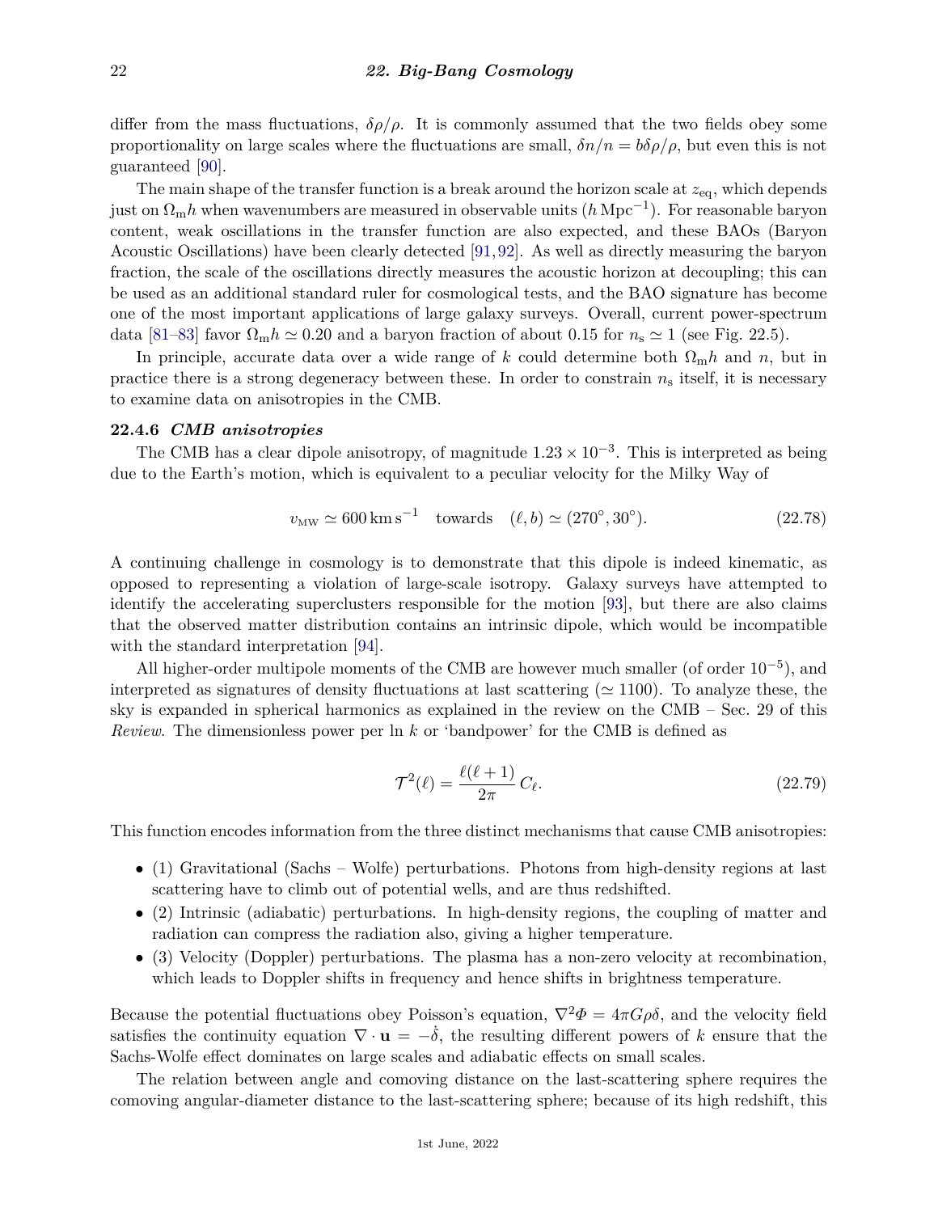differ from the mass fluctuations, $\delta\rho/\rho$. It is commonly assumed that the two fields obey some proportionality on large scales where the fluctuations are small, $\delta n/n = b\delta\rho/\rho$, but even this is not guaranteed [90].

The main shape of the transfer function is a break around the horizon scale at $z_{\rm eq}$, which depends just on $\Omega_{\rm m}h$ when wavenumbers are measured in observable units ($h\,{\rm Mpc}^{-1}$). For reasonable baryon content, weak oscillations in the transfer function are also expected, and these BAOs (Baryon Acoustic Oscillations) have been clearly detected [91,92]. As well as directly measuring the baryon fraction, the scale of the oscillations directly measures the acoustic horizon at decoupling; this can be used as an additional standard ruler for cosmological tests, and the BAO signature has become one of the most important applications of large galaxy surveys. Overall, current power-spectrum data [81–83] favor $\Omega_{\rm m}h \simeq 0.20$ and a baryon fraction of about 0.15 for $n_{\rm s} \simeq 1$ (see Fig. 22.5).

In principle, accurate data over a wide range of $k$ could determine both $\Omega_{\rm m}h$ and $n$, but in practice there is a strong degeneracy between these. In order to constrain $n_{\rm s}$ itself, it is necessary to examine data on anisotropies in the CMB.

### 22.4.6 *CMB anisotropies*

The CMB has a clear dipole anisotropy, of magnitude $1.23 \times 10^{-3}$. This is interpreted as being due to the Earth's motion, which is equivalent to a peculiar velocity for the Milky Way of

$$v_{\rm MW} \simeq 600\,{\rm km\,s^{-1}} \quad \text{towards} \quad (\ell, b) \simeq (270^\circ, 30^\circ). \tag{22.78}$$

A continuing challenge in cosmology is to demonstrate that this dipole is indeed kinematic, as opposed to representing a violation of large-scale isotropy. Galaxy surveys have attempted to identify the accelerating superclusters responsible for the motion [93], but there are also claims that the observed matter distribution contains an intrinsic dipole, which would be incompatible with the standard interpretation [94].

All higher-order multipole moments of the CMB are however much smaller (of order $10^{-5}$), and interpreted as signatures of density fluctuations at last scattering ($\simeq 1100$). To analyze these, the sky is expanded in spherical harmonics as explained in the review on the CMB – Sec. 29 of this *Review*. The dimensionless power per ln $k$ or 'bandpower' for the CMB is defined as

$$\mathcal{T}^2(\ell) = \frac{\ell(\ell+1)}{2\pi}\,C_\ell. \tag{22.79}$$

This function encodes information from the three distinct mechanisms that cause CMB anisotropies:

- (1) Gravitational (Sachs – Wolfe) perturbations. Photons from high-density regions at last scattering have to climb out of potential wells, and are thus redshifted.
- (2) Intrinsic (adiabatic) perturbations. In high-density regions, the coupling of matter and radiation can compress the radiation also, giving a higher temperature.
- (3) Velocity (Doppler) perturbations. The plasma has a non-zero velocity at recombination, which leads to Doppler shifts in frequency and hence shifts in brightness temperature.

Because the potential fluctuations obey Poisson's equation, $\nabla^2\Phi = 4\pi G\rho\delta$, and the velocity field satisfies the continuity equation $\nabla\cdot\mathbf{u} = -\dot{\delta}$, the resulting different powers of $k$ ensure that the Sachs-Wolfe effect dominates on large scales and adiabatic effects on small scales.

The relation between angle and comoving distance on the last-scattering sphere requires the comoving angular-diameter distance to the last-scattering sphere; because of its high redshift, this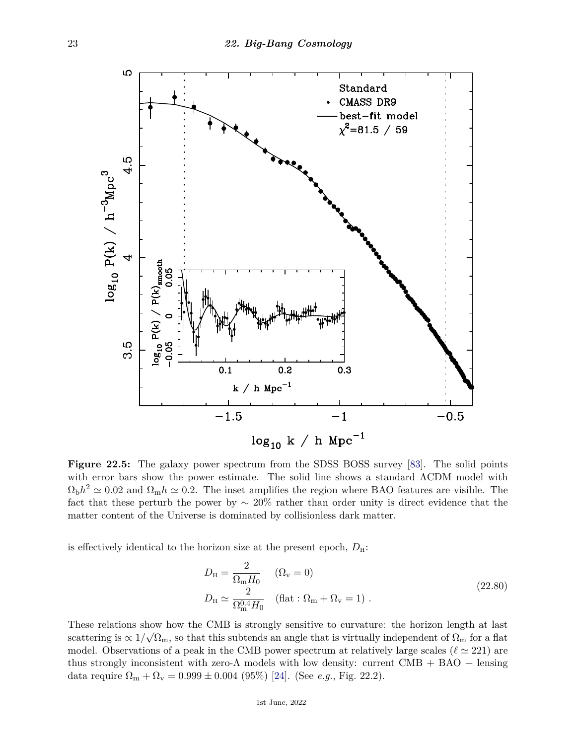**Figure 22.5:** The galaxy power spectrum from the SDSS BOSS survey [83]. The solid points with error bars show the power estimate. The solid line shows a standard ΛCDM model with $\Omega_{\rm b}h^2 \simeq 0.02$ and $\Omega_{\rm m}h \simeq 0.2$. The inset amplifies the region where BAO features are visible. The fact that these perturb the power by $\sim 20\%$ rather than order unity is direct evidence that the matter content of the Universe is dominated by collisionless dark matter.

is effectively identical to the horizon size at the present epoch, $D_{\rm H}$:

$$
\begin{aligned}
D_{\rm H} &= \frac{2}{\Omega_{\rm m} H_0} \quad (\Omega_{\rm v} = 0) \\
D_{\rm H} &\simeq \frac{2}{\Omega_{\rm m}^{0.4} H_0} \quad (\text{flat} : \Omega_{\rm m} + \Omega_{\rm v} = 1) \ .
\end{aligned}
\tag{22.80}
$$

These relations show how the CMB is strongly sensitive to curvature: the horizon length at last scattering is $\propto 1/\sqrt{\Omega_{\rm m}}$, so that this subtends an angle that is virtually independent of $\Omega_{\rm m}$ for a flat model. Observations of a peak in the CMB power spectrum at relatively large scales ($\ell \simeq 221$) are thus strongly inconsistent with zero-Λ models with low density: current CMB + BAO + lensing data require $\Omega_{\rm m} + \Omega_{\rm v} = 0.999 \pm 0.004$ (95%) [24]. (See *e.g.*, Fig. 22.2).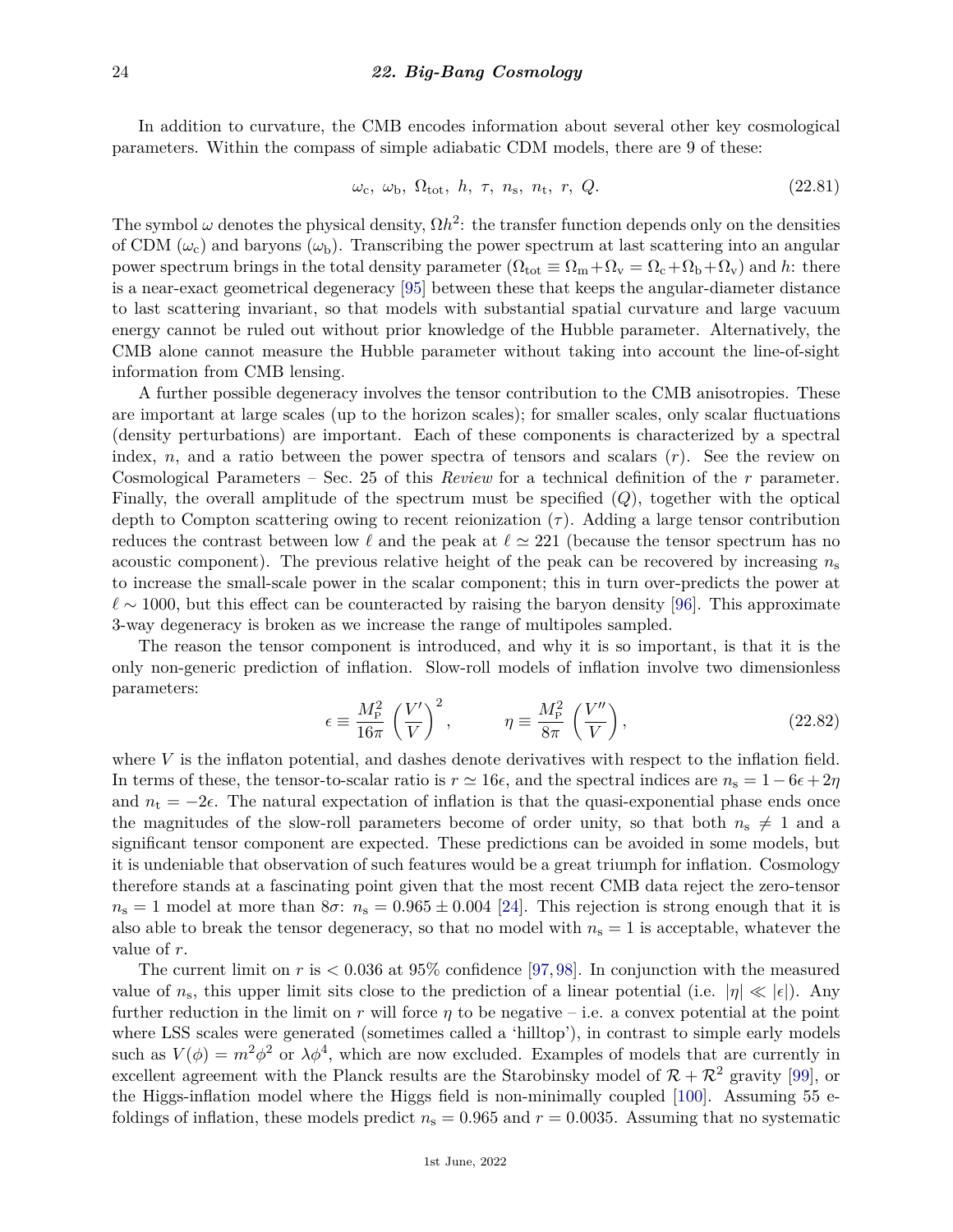In addition to curvature, the CMB encodes information about several other key cosmological parameters. Within the compass of simple adiabatic CDM models, there are 9 of these:

$$\omega_{\rm c},\ \omega_{\rm b},\ \Omega_{\rm tot},\ h,\ \tau,\ n_{\rm s},\ n_{\rm t},\ r,\ Q. \tag{22.81}$$

The symbol $\omega$ denotes the physical density, $\Omega h^2$: the transfer function depends only on the densities of CDM ($\omega_{\rm c}$) and baryons ($\omega_{\rm b}$). Transcribing the power spectrum at last scattering into an angular power spectrum brings in the total density parameter ($\Omega_{\rm tot} \equiv \Omega_{\rm m} + \Omega_{\rm v} = \Omega_{\rm c} + \Omega_{\rm b} + \Omega_{\rm v}$) and $h$: there is a near-exact geometrical degeneracy [95] between these that keeps the angular-diameter distance to last scattering invariant, so that models with substantial spatial curvature and large vacuum energy cannot be ruled out without prior knowledge of the Hubble parameter. Alternatively, the CMB alone cannot measure the Hubble parameter without taking into account the line-of-sight information from CMB lensing.

A further possible degeneracy involves the tensor contribution to the CMB anisotropies. These are important at large scales (up to the horizon scales); for smaller scales, only scalar fluctuations (density perturbations) are important. Each of these components is characterized by a spectral index, $n$, and a ratio between the power spectra of tensors and scalars ($r$). See the review on Cosmological Parameters – Sec. 25 of this *Review* for a technical definition of the $r$ parameter. Finally, the overall amplitude of the spectrum must be specified ($Q$), together with the optical depth to Compton scattering owing to recent reionization ($\tau$). Adding a large tensor contribution reduces the contrast between low $\ell$ and the peak at $\ell \simeq 221$ (because the tensor spectrum has no acoustic component). The previous relative height of the peak can be recovered by increasing $n_{\rm s}$ to increase the small-scale power in the scalar component; this in turn over-predicts the power at $\ell \sim 1000$, but this effect can be counteracted by raising the baryon density [96]. This approximate 3-way degeneracy is broken as we increase the range of multipoles sampled.

The reason the tensor component is introduced, and why it is so important, is that it is the only non-generic prediction of inflation. Slow-roll models of inflation involve two dimensionless parameters:

$$\epsilon \equiv \frac{M_{\rm P}^2}{16\pi}\left(\frac{V'}{V}\right)^2, \qquad \eta \equiv \frac{M_{\rm P}^2}{8\pi}\left(\frac{V''}{V}\right), \tag{22.82}$$

where $V$ is the inflaton potential, and dashes denote derivatives with respect to the inflation field. In terms of these, the tensor-to-scalar ratio is $r \simeq 16\epsilon$, and the spectral indices are $n_{\rm s} = 1 - 6\epsilon + 2\eta$ and $n_{\rm t} = -2\epsilon$. The natural expectation of inflation is that the quasi-exponential phase ends once the magnitudes of the slow-roll parameters become of order unity, so that both $n_{\rm s} \neq 1$ and a significant tensor component are expected. These predictions can be avoided in some models, but it is undeniable that observation of such features would be a great triumph for inflation. Cosmology therefore stands at a fascinating point given that the most recent CMB data reject the zero-tensor $n_{\rm s} = 1$ model at more than $8\sigma$: $n_{\rm s} = 0.965 \pm 0.004$ [24]. This rejection is strong enough that it is also able to break the tensor degeneracy, so that no model with $n_{\rm s} = 1$ is acceptable, whatever the value of $r$.

The current limit on $r$ is $< 0.036$ at 95% confidence [97, 98]. In conjunction with the measured value of $n_{\rm s}$, this upper limit sits close to the prediction of a linear potential (i.e. $|\eta| \ll |\epsilon|$). Any further reduction in the limit on $r$ will force $\eta$ to be negative – i.e. a convex potential at the point where LSS scales were generated (sometimes called a 'hilltop'), in contrast to simple early models such as $V(\phi) = m^2\phi^2$ or $\lambda\phi^4$, which are now excluded. Examples of models that are currently in excellent agreement with the Planck results are the Starobinsky model of $\mathcal{R} + \mathcal{R}^2$ gravity [99], or the Higgs-inflation model where the Higgs field is non-minimally coupled [100]. Assuming 55 e-foldings of inflation, these models predict $n_{\rm s} = 0.965$ and $r = 0.0035$. Assuming that no systematic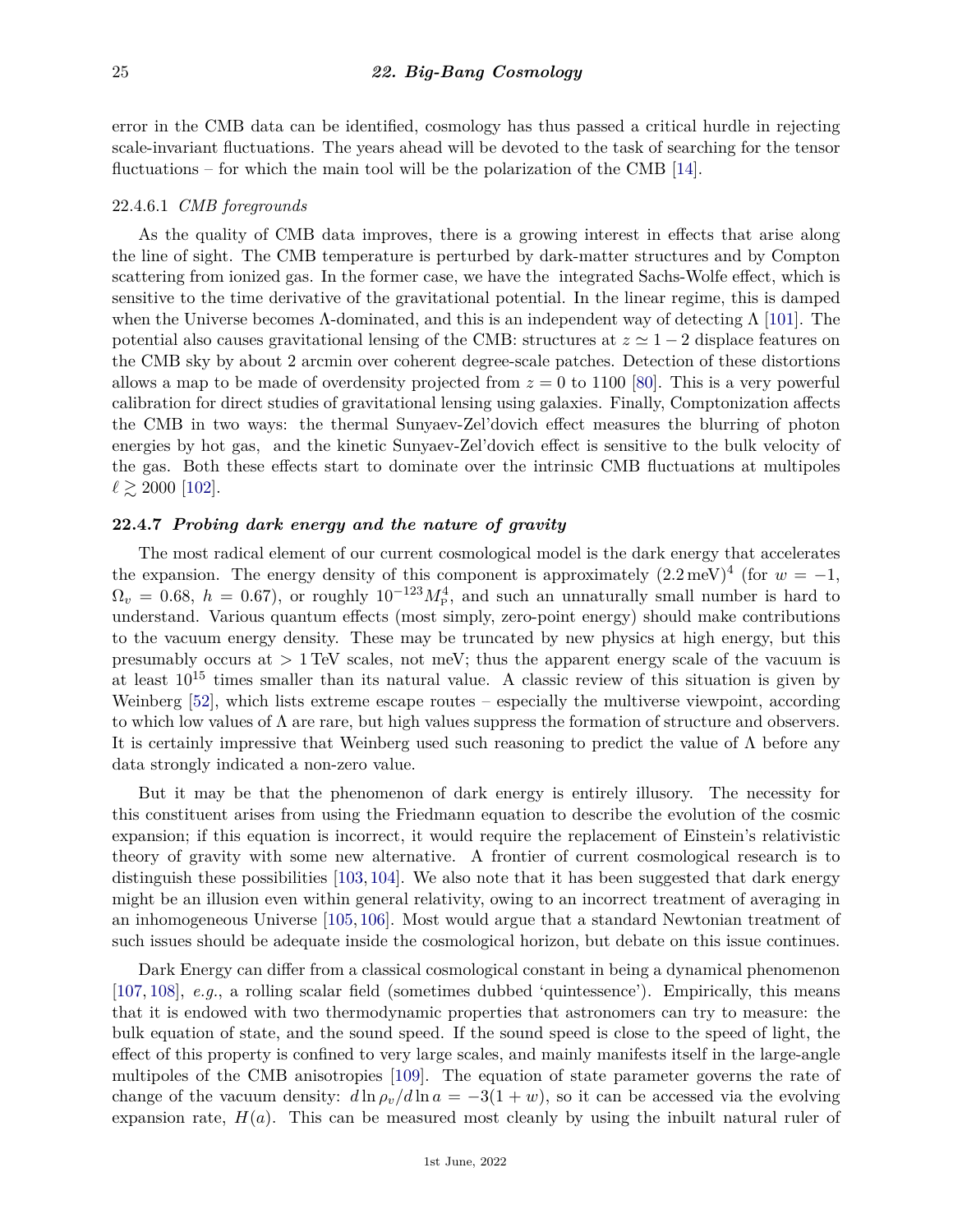error in the CMB data can be identified, cosmology has thus passed a critical hurdle in rejecting scale-invariant fluctuations. The years ahead will be devoted to the task of searching for the tensor fluctuations – for which the main tool will be the polarization of the CMB [14].

#### 22.4.6.1 *CMB foregrounds*

As the quality of CMB data improves, there is a growing interest in effects that arise along the line of sight. The CMB temperature is perturbed by dark-matter structures and by Compton scattering from ionized gas. In the former case, we have the integrated Sachs-Wolfe effect, which is sensitive to the time derivative of the gravitational potential. In the linear regime, this is damped when the Universe becomes $\Lambda$-dominated, and this is an independent way of detecting $\Lambda$ [101]. The potential also causes gravitational lensing of the CMB: structures at $z \simeq 1-2$ displace features on the CMB sky by about 2 arcmin over coherent degree-scale patches. Detection of these distortions allows a map to be made of overdensity projected from $z = 0$ to 1100 [80]. This is a very powerful calibration for direct studies of gravitational lensing using galaxies. Finally, Comptonization affects the CMB in two ways: the thermal Sunyaev-Zel'dovich effect measures the blurring of photon energies by hot gas, and the kinetic Sunyaev-Zel'dovich effect is sensitive to the bulk velocity of the gas. Both these effects start to dominate over the intrinsic CMB fluctuations at multipoles $\ell \gtrsim 2000$ [102].

### 22.4.7 *Probing dark energy and the nature of gravity*

The most radical element of our current cosmological model is the dark energy that accelerates the expansion. The energy density of this component is approximately $(2.2\,\mathrm{meV})^4$ (for $w = -1$, $\Omega_v = 0.68$, $h = 0.67$), or roughly $10^{-123} M_{\mathrm{P}}^4$, and such an unnaturally small number is hard to understand. Various quantum effects (most simply, zero-point energy) should make contributions to the vacuum energy density. These may be truncated by new physics at high energy, but this presumably occurs at $> 1\,\mathrm{TeV}$ scales, not meV; thus the apparent energy scale of the vacuum is at least $10^{15}$ times smaller than its natural value. A classic review of this situation is given by Weinberg [52], which lists extreme escape routes – especially the multiverse viewpoint, according to which low values of $\Lambda$ are rare, but high values suppress the formation of structure and observers. It is certainly impressive that Weinberg used such reasoning to predict the value of $\Lambda$ before any data strongly indicated a non-zero value.

But it may be that the phenomenon of dark energy is entirely illusory. The necessity for this constituent arises from using the Friedmann equation to describe the evolution of the cosmic expansion; if this equation is incorrect, it would require the replacement of Einstein's relativistic theory of gravity with some new alternative. A frontier of current cosmological research is to distinguish these possibilities [103, 104]. We also note that it has been suggested that dark energy might be an illusion even within general relativity, owing to an incorrect treatment of averaging in an inhomogeneous Universe [105, 106]. Most would argue that a standard Newtonian treatment of such issues should be adequate inside the cosmological horizon, but debate on this issue continues.

Dark Energy can differ from a classical cosmological constant in being a dynamical phenomenon [107, 108], *e.g.*, a rolling scalar field (sometimes dubbed 'quintessence'). Empirically, this means that it is endowed with two thermodynamic properties that astronomers can try to measure: the bulk equation of state, and the sound speed. If the sound speed is close to the speed of light, the effect of this property is confined to very large scales, and mainly manifests itself in the large-angle multipoles of the CMB anisotropies [109]. The equation of state parameter governs the rate of change of the vacuum density: $d \ln \rho_v / d \ln a = -3(1 + w)$, so it can be accessed via the evolving expansion rate, $H(a)$. This can be measured most cleanly by using the inbuilt natural ruler of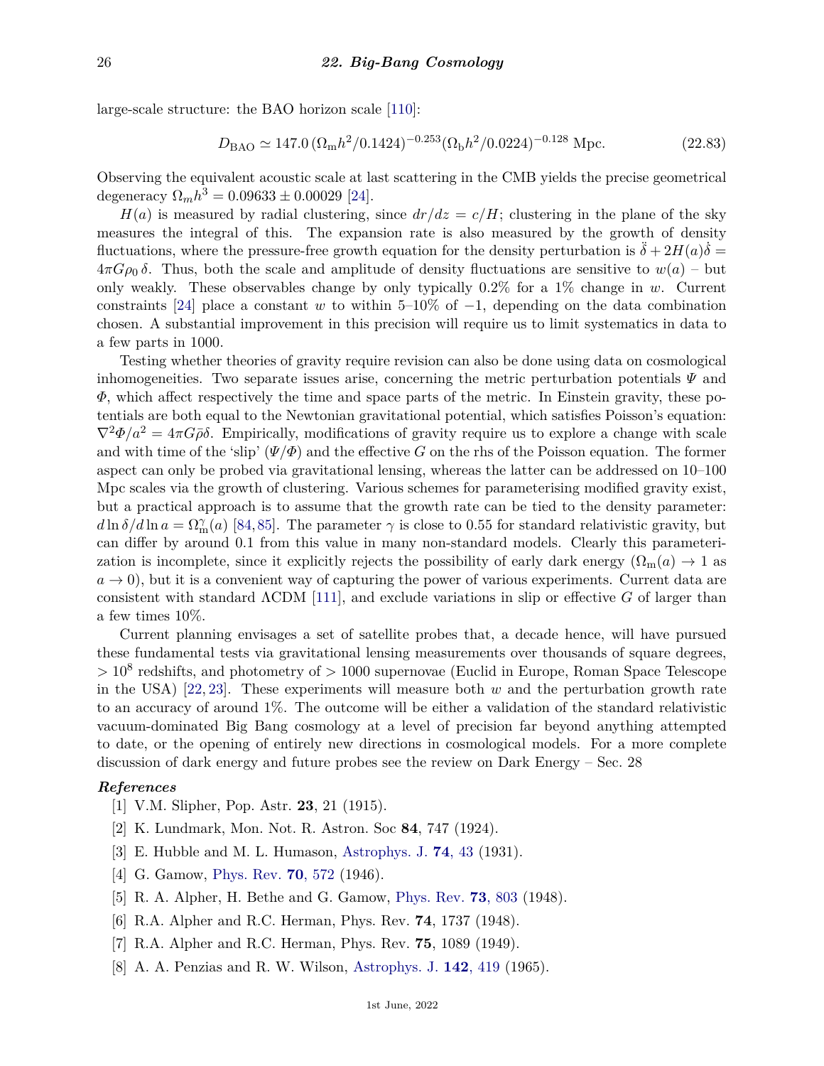large-scale structure: the BAO horizon scale [110]:

$$D_{\rm BAO} \simeq 147.0\,(\Omega_{\rm m}h^2/0.1424)^{-0.253}(\Omega_{\rm b}h^2/0.0224)^{-0.128}\ {\rm Mpc}. \qquad (22.83)$$

Observing the equivalent acoustic scale at last scattering in the CMB yields the precise geometrical degeneracy $\Omega_m h^3 = 0.09633 \pm 0.00029$ [24].

$H(a)$ is measured by radial clustering, since $dr/dz = c/H$; clustering in the plane of the sky measures the integral of this. The expansion rate is also measured by the growth of density fluctuations, where the pressure-free growth equation for the density perturbation is $\ddot{\delta} + 2H(a)\dot{\delta} = 4\pi G\rho_0\,\delta$. Thus, both the scale and amplitude of density fluctuations are sensitive to $w(a)$ – but only weakly. These observables change by only typically 0.2% for a 1% change in $w$. Current constraints [24] place a constant $w$ to within 5–10% of $-1$, depending on the data combination chosen. A substantial improvement in this precision will require us to limit systematics in data to a few parts in 1000.

Testing whether theories of gravity require revision can also be done using data on cosmological inhomogeneities. Two separate issues arise, concerning the metric perturbation potentials $\Psi$ and $\Phi$, which affect respectively the time and space parts of the metric. In Einstein gravity, these potentials are both equal to the Newtonian gravitational potential, which satisfies Poisson's equation: $\nabla^2\Phi/a^2 = 4\pi G\bar{\rho}\delta$. Empirically, modifications of gravity require us to explore a change with scale and with time of the 'slip' ($\Psi/\Phi$) and the effective $G$ on the rhs of the Poisson equation. The former aspect can only be probed via gravitational lensing, whereas the latter can be addressed on 10–100 Mpc scales via the growth of clustering. Various schemes for parameterising modified gravity exist, but a practical approach is to assume that the growth rate can be tied to the density parameter: $d\ln\delta/d\ln a = \Omega_{\rm m}^{\gamma}(a)$ [84,85]. The parameter $\gamma$ is close to 0.55 for standard relativistic gravity, but can differ by around 0.1 from this value in many non-standard models. Clearly this parameterization is incomplete, since it explicitly rejects the possibility of early dark energy ($\Omega_{\rm m}(a) \to 1$ as $a \to 0$), but it is a convenient way of capturing the power of various experiments. Current data are consistent with standard ΛCDM [111], and exclude variations in slip or effective $G$ of larger than a few times 10%.

Current planning envisages a set of satellite probes that, a decade hence, will have pursued these fundamental tests via gravitational lensing measurements over thousands of square degrees, $> 10^8$ redshifts, and photometry of $> 1000$ supernovae (Euclid in Europe, Roman Space Telescope in the USA) [22,23]. These experiments will measure both $w$ and the perturbation growth rate to an accuracy of around 1%. The outcome will be either a validation of the standard relativistic vacuum-dominated Big Bang cosmology at a level of precision far beyond anything attempted to date, or the opening of entirely new directions in cosmological models. For a more complete discussion of dark energy and future probes see the review on Dark Energy – Sec. 28

### *References*

[1] V.M. Slipher, Pop. Astr. **23**, 21 (1915).

[2] K. Lundmark, Mon. Not. R. Astron. Soc **84**, 747 (1924).

[3] E. Hubble and M. L. Humason, Astrophys. J. **74**, 43 (1931).

[4] G. Gamow, Phys. Rev. **70**, 572 (1946).

[5] R. A. Alpher, H. Bethe and G. Gamow, Phys. Rev. **73**, 803 (1948).

[6] R.A. Alpher and R.C. Herman, Phys. Rev. **74**, 1737 (1948).

[7] R.A. Alpher and R.C. Herman, Phys. Rev. **75**, 1089 (1949).

[8] A. A. Penzias and R. W. Wilson, Astrophys. J. **142**, 419 (1965).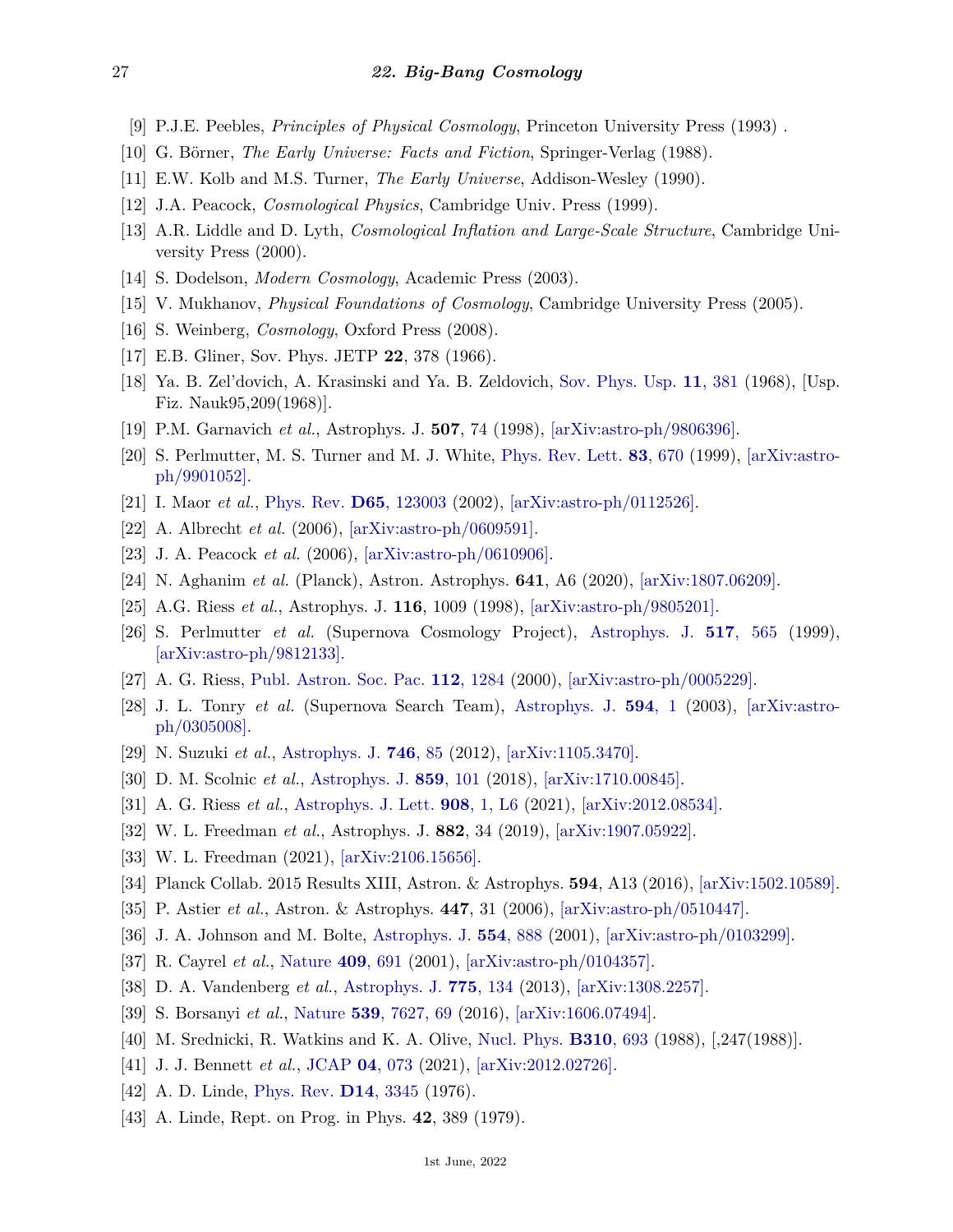[9] P.J.E. Peebles, *Principles of Physical Cosmology*, Princeton University Press (1993) .

[10] G. Börner, *The Early Universe: Facts and Fiction*, Springer-Verlag (1988).

[11] E.W. Kolb and M.S. Turner, *The Early Universe*, Addison-Wesley (1990).

[12] J.A. Peacock, *Cosmological Physics*, Cambridge Univ. Press (1999).

[13] A.R. Liddle and D. Lyth, *Cosmological Inflation and Large-Scale Structure*, Cambridge University Press (2000).

[14] S. Dodelson, *Modern Cosmology*, Academic Press (2003).

[15] V. Mukhanov, *Physical Foundations of Cosmology*, Cambridge University Press (2005).

[16] S. Weinberg, *Cosmology*, Oxford Press (2008).

[17] E.B. Gliner, Sov. Phys. JETP **22**, 378 (1966).

[18] Ya. B. Zel'dovich, A. Krasinski and Ya. B. Zeldovich, Sov. Phys. Usp. **11**, 381 (1968), [Usp. Fiz. Nauk95,209(1968)].

[19] P.M. Garnavich *et al.*, Astrophys. J. **507**, 74 (1998), [arXiv:astro-ph/9806396].

[20] S. Perlmutter, M. S. Turner and M. J. White, Phys. Rev. Lett. **83**, 670 (1999), [arXiv:astro-ph/9901052].

[21] I. Maor *et al.*, Phys. Rev. **D65**, 123003 (2002), [arXiv:astro-ph/0112526].

[22] A. Albrecht *et al.* (2006), [arXiv:astro-ph/0609591].

[23] J. A. Peacock *et al.* (2006), [arXiv:astro-ph/0610906].

[24] N. Aghanim *et al.* (Planck), Astron. Astrophys. **641**, A6 (2020), [arXiv:1807.06209].

[25] A.G. Riess *et al.*, Astrophys. J. **116**, 1009 (1998), [arXiv:astro-ph/9805201].

[26] S. Perlmutter *et al.* (Supernova Cosmology Project), Astrophys. J. **517**, 565 (1999), [arXiv:astro-ph/9812133].

[27] A. G. Riess, Publ. Astron. Soc. Pac. **112**, 1284 (2000), [arXiv:astro-ph/0005229].

[28] J. L. Tonry *et al.* (Supernova Search Team), Astrophys. J. **594**, 1 (2003), [arXiv:astro-ph/0305008].

[29] N. Suzuki *et al.*, Astrophys. J. **746**, 85 (2012), [arXiv:1105.3470].

[30] D. M. Scolnic *et al.*, Astrophys. J. **859**, 101 (2018), [arXiv:1710.00845].

[31] A. G. Riess *et al.*, Astrophys. J. Lett. **908**, 1, L6 (2021), [arXiv:2012.08534].

[32] W. L. Freedman *et al.*, Astrophys. J. **882**, 34 (2019), [arXiv:1907.05922].

[33] W. L. Freedman (2021), [arXiv:2106.15656].

[34] Planck Collab. 2015 Results XIII, Astron. & Astrophys. **594**, A13 (2016), [arXiv:1502.10589].

[35] P. Astier *et al.*, Astron. & Astrophys. **447**, 31 (2006), [arXiv:astro-ph/0510447].

[36] J. A. Johnson and M. Bolte, Astrophys. J. **554**, 888 (2001), [arXiv:astro-ph/0103299].

[37] R. Cayrel *et al.*, Nature **409**, 691 (2001), [arXiv:astro-ph/0104357].

[38] D. A. Vandenberg *et al.*, Astrophys. J. **775**, 134 (2013), [arXiv:1308.2257].

[39] S. Borsanyi *et al.*, Nature **539**, 7627, 69 (2016), [arXiv:1606.07494].

[40] M. Srednicki, R. Watkins and K. A. Olive, Nucl. Phys. **B310**, 693 (1988), [,247(1988)].

[41] J. J. Bennett *et al.*, JCAP **04**, 073 (2021), [arXiv:2012.02726].

[42] A. D. Linde, Phys. Rev. **D14**, 3345 (1976).

[43] A. Linde, Rept. on Prog. in Phys. **42**, 389 (1979).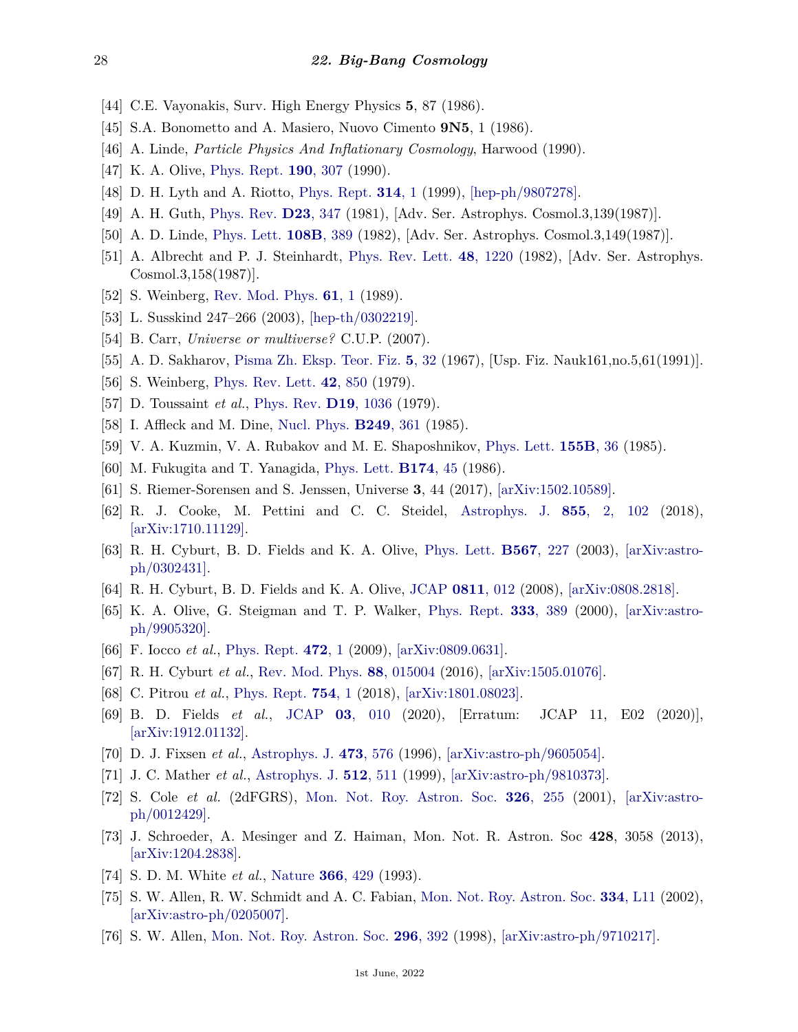[44] C.E. Vayonakis, Surv. High Energy Physics **5**, 87 (1986).

[45] S.A. Bonometto and A. Masiero, Nuovo Cimento **9N5**, 1 (1986).

[46] A. Linde, *Particle Physics And Inflationary Cosmology*, Harwood (1990).

[47] K. A. Olive, Phys. Rept. **190**, 307 (1990).

[48] D. H. Lyth and A. Riotto, Phys. Rept. **314**, 1 (1999), [hep-ph/9807278].

[49] A. H. Guth, Phys. Rev. **D23**, 347 (1981), [Adv. Ser. Astrophys. Cosmol.3,139(1987)].

[50] A. D. Linde, Phys. Lett. **108B**, 389 (1982), [Adv. Ser. Astrophys. Cosmol.3,149(1987)].

[51] A. Albrecht and P. J. Steinhardt, Phys. Rev. Lett. **48**, 1220 (1982), [Adv. Ser. Astrophys. Cosmol.3,158(1987)].

[52] S. Weinberg, Rev. Mod. Phys. **61**, 1 (1989).

[53] L. Susskind 247–266 (2003), [hep-th/0302219].

[54] B. Carr, *Universe or multiverse?* C.U.P. (2007).

[55] A. D. Sakharov, Pisma Zh. Eksp. Teor. Fiz. **5**, 32 (1967), [Usp. Fiz. Nauk161,no.5,61(1991)].

[56] S. Weinberg, Phys. Rev. Lett. **42**, 850 (1979).

[57] D. Toussaint *et al.*, Phys. Rev. **D19**, 1036 (1979).

[58] I. Affleck and M. Dine, Nucl. Phys. **B249**, 361 (1985).

[59] V. A. Kuzmin, V. A. Rubakov and M. E. Shaposhnikov, Phys. Lett. **155B**, 36 (1985).

[60] M. Fukugita and T. Yanagida, Phys. Lett. **B174**, 45 (1986).

[61] S. Riemer-Sorensen and S. Jenssen, Universe **3**, 44 (2017), [arXiv:1502.10589].

[62] R. J. Cooke, M. Pettini and C. C. Steidel, Astrophys. J. **855**, 2, 102 (2018), [arXiv:1710.11129].

[63] R. H. Cyburt, B. D. Fields and K. A. Olive, Phys. Lett. **B567**, 227 (2003), [arXiv:astro-ph/0302431].

[64] R. H. Cyburt, B. D. Fields and K. A. Olive, JCAP **0811**, 012 (2008), [arXiv:0808.2818].

[65] K. A. Olive, G. Steigman and T. P. Walker, Phys. Rept. **333**, 389 (2000), [arXiv:astro-ph/9905320].

[66] F. Iocco *et al.*, Phys. Rept. **472**, 1 (2009), [arXiv:0809.0631].

[67] R. H. Cyburt *et al.*, Rev. Mod. Phys. **88**, 015004 (2016), [arXiv:1505.01076].

[68] C. Pitrou *et al.*, Phys. Rept. **754**, 1 (2018), [arXiv:1801.08023].

[69] B. D. Fields *et al.*, JCAP **03**, 010 (2020), [Erratum: JCAP 11, E02 (2020)], [arXiv:1912.01132].

[70] D. J. Fixsen *et al.*, Astrophys. J. **473**, 576 (1996), [arXiv:astro-ph/9605054].

[71] J. C. Mather *et al.*, Astrophys. J. **512**, 511 (1999), [arXiv:astro-ph/9810373].

[72] S. Cole *et al.* (2dFGRS), Mon. Not. Roy. Astron. Soc. **326**, 255 (2001), [arXiv:astro-ph/0012429].

[73] J. Schroeder, A. Mesinger and Z. Haiman, Mon. Not. R. Astron. Soc **428**, 3058 (2013), [arXiv:1204.2838].

[74] S. D. M. White *et al.*, Nature **366**, 429 (1993).

[75] S. W. Allen, R. W. Schmidt and A. C. Fabian, Mon. Not. Roy. Astron. Soc. **334**, L11 (2002), [arXiv:astro-ph/0205007].

[76] S. W. Allen, Mon. Not. Roy. Astron. Soc. **296**, 392 (1998), [arXiv:astro-ph/9710217].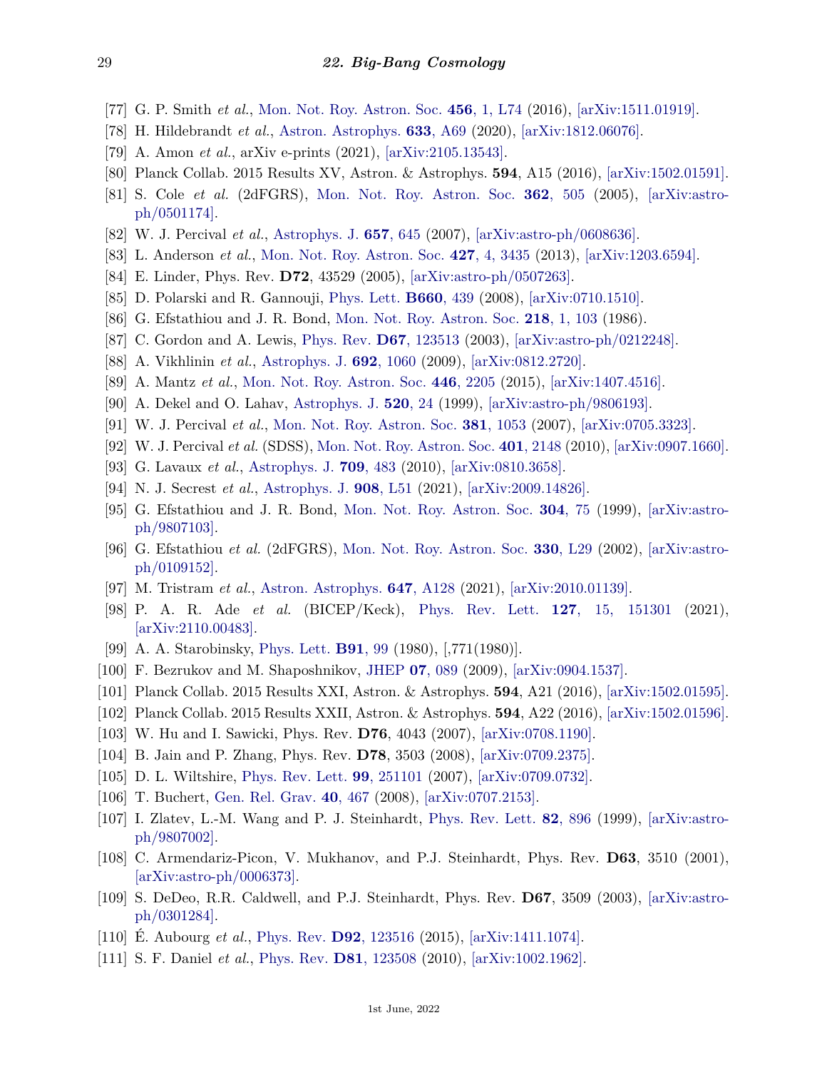[77] G. P. Smith *et al.*, Mon. Not. Roy. Astron. Soc. **456**, 1, L74 (2016), [arXiv:1511.01919].

[78] H. Hildebrandt *et al.*, Astron. Astrophys. **633**, A69 (2020), [arXiv:1812.06076].

[79] A. Amon *et al.*, arXiv e-prints (2021), [arXiv:2105.13543].

[80] Planck Collab. 2015 Results XV, Astron. & Astrophys. **594**, A15 (2016), [arXiv:1502.01591].

[81] S. Cole *et al.* (2dFGRS), Mon. Not. Roy. Astron. Soc. **362**, 505 (2005), [arXiv:astro-ph/0501174].

[82] W. J. Percival *et al.*, Astrophys. J. **657**, 645 (2007), [arXiv:astro-ph/0608636].

[83] L. Anderson *et al.*, Mon. Not. Roy. Astron. Soc. **427**, 4, 3435 (2013), [arXiv:1203.6594].

[84] E. Linder, Phys. Rev. **D72**, 43529 (2005), [arXiv:astro-ph/0507263].

[85] D. Polarski and R. Gannouji, Phys. Lett. **B660**, 439 (2008), [arXiv:0710.1510].

[86] G. Efstathiou and J. R. Bond, Mon. Not. Roy. Astron. Soc. **218**, 1, 103 (1986).

[87] C. Gordon and A. Lewis, Phys. Rev. **D67**, 123513 (2003), [arXiv:astro-ph/0212248].

[88] A. Vikhlinin *et al.*, Astrophys. J. **692**, 1060 (2009), [arXiv:0812.2720].

[89] A. Mantz *et al.*, Mon. Not. Roy. Astron. Soc. **446**, 2205 (2015), [arXiv:1407.4516].

[90] A. Dekel and O. Lahav, Astrophys. J. **520**, 24 (1999), [arXiv:astro-ph/9806193].

[91] W. J. Percival *et al.*, Mon. Not. Roy. Astron. Soc. **381**, 1053 (2007), [arXiv:0705.3323].

[92] W. J. Percival *et al.* (SDSS), Mon. Not. Roy. Astron. Soc. **401**, 2148 (2010), [arXiv:0907.1660].

[93] G. Lavaux *et al.*, Astrophys. J. **709**, 483 (2010), [arXiv:0810.3658].

[94] N. J. Secrest *et al.*, Astrophys. J. **908**, L51 (2021), [arXiv:2009.14826].

[95] G. Efstathiou and J. R. Bond, Mon. Not. Roy. Astron. Soc. **304**, 75 (1999), [arXiv:astro-ph/9807103].

[96] G. Efstathiou *et al.* (2dFGRS), Mon. Not. Roy. Astron. Soc. **330**, L29 (2002), [arXiv:astro-ph/0109152].

[97] M. Tristram *et al.*, Astron. Astrophys. **647**, A128 (2021), [arXiv:2010.01139].

[98] P. A. R. Ade *et al.* (BICEP/Keck), Phys. Rev. Lett. **127**, 15, 151301 (2021), [arXiv:2110.00483].

[99] A. A. Starobinsky, Phys. Lett. **B91**, 99 (1980), [,771(1980)].

[100] F. Bezrukov and M. Shaposhnikov, JHEP **07**, 089 (2009), [arXiv:0904.1537].

[101] Planck Collab. 2015 Results XXI, Astron. & Astrophys. **594**, A21 (2016), [arXiv:1502.01595].

[102] Planck Collab. 2015 Results XXII, Astron. & Astrophys. **594**, A22 (2016), [arXiv:1502.01596].

[103] W. Hu and I. Sawicki, Phys. Rev. **D76**, 4043 (2007), [arXiv:0708.1190].

[104] B. Jain and P. Zhang, Phys. Rev. **D78**, 3503 (2008), [arXiv:0709.2375].

[105] D. L. Wiltshire, Phys. Rev. Lett. **99**, 251101 (2007), [arXiv:0709.0732].

[106] T. Buchert, Gen. Rel. Grav. **40**, 467 (2008), [arXiv:0707.2153].

[107] I. Zlatev, L.-M. Wang and P. J. Steinhardt, Phys. Rev. Lett. **82**, 896 (1999), [arXiv:astro-ph/9807002].

[108] C. Armendariz-Picon, V. Mukhanov, and P.J. Steinhardt, Phys. Rev. **D63**, 3510 (2001), [arXiv:astro-ph/0006373].

[109] S. DeDeo, R.R. Caldwell, and P.J. Steinhardt, Phys. Rev. **D67**, 3509 (2003), [arXiv:astro-ph/0301284].

[110] É. Aubourg *et al.*, Phys. Rev. **D92**, 123516 (2015), [arXiv:1411.1074].

[111] S. F. Daniel *et al.*, Phys. Rev. **D81**, 123508 (2010), [arXiv:1002.1962].